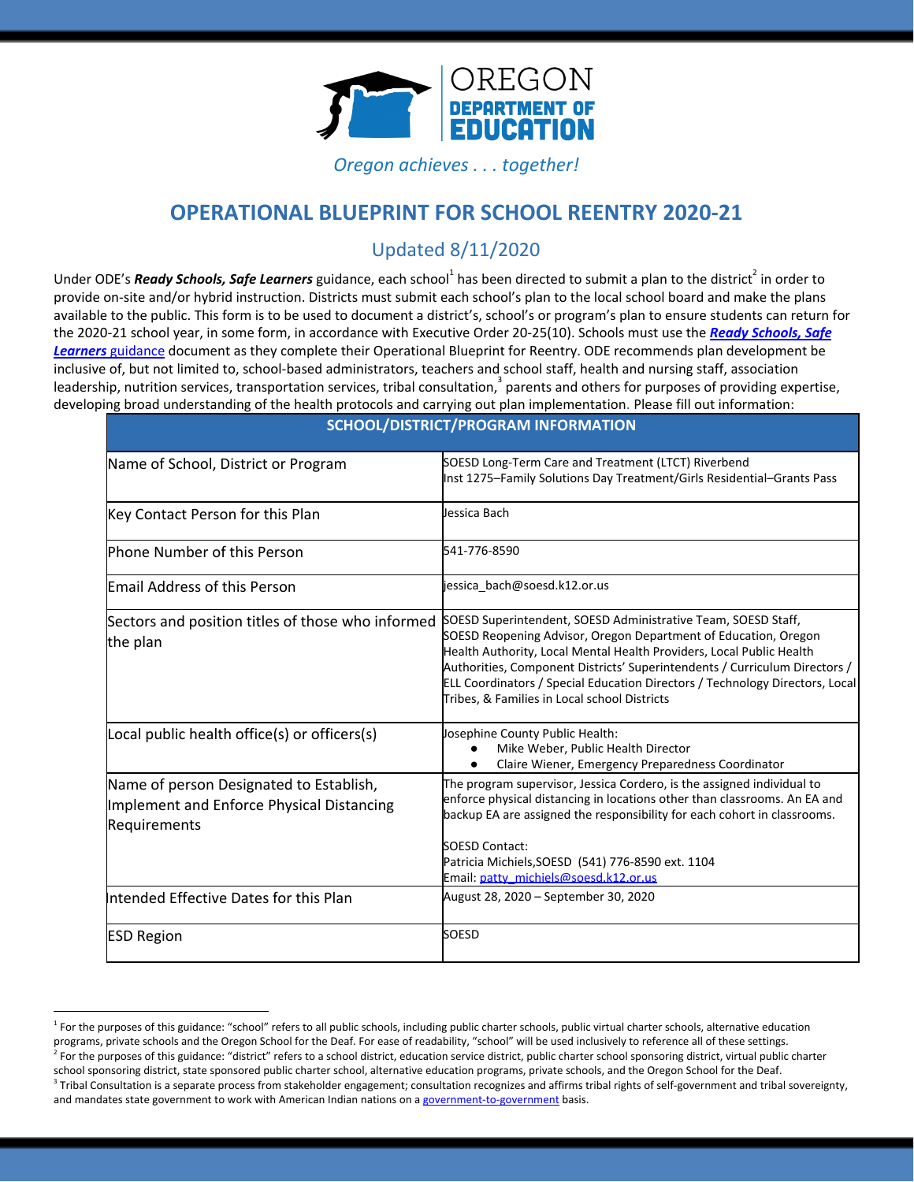OREGON
DEPARTMENT OF
EDUCATION

*Oregon achieves . . . together!*

# OPERATIONAL BLUEPRINT FOR SCHOOL REENTRY 2020-21

## Updated 8/11/2020

Under ODE's ***Ready Schools, Safe Learners*** guidance, each school[1] has been directed to submit a plan to the district[2] in order to provide on-site and/or hybrid instruction. Districts must submit each school's plan to the local school board and make the plans available to the public. This form is to be used to document a district's, school's or program's plan to ensure students can return for the 2020-21 school year, in some form, in accordance with Executive Order 20-25(10). Schools must use the ***Ready Schools, Safe Learners*** guidance document as they complete their Operational Blueprint for Reentry. ODE recommends plan development be inclusive of, but not limited to, school-based administrators, teachers and school staff, health and nursing staff, association leadership, nutrition services, transportation services, tribal consultation,[3] parents and others for purposes of providing expertise, developing broad understanding of the health protocols and carrying out plan implementation. Please fill out information:

| SCHOOL/DISTRICT/PROGRAM INFORMATION | |
|---|---|
| Name of School, District or Program | SOESD Long-Term Care and Treatment (LTCT) Riverbend<br>Inst 1275–Family Solutions Day Treatment/Girls Residential–Grants Pass |
| Key Contact Person for this Plan | Jessica Bach |
| Phone Number of this Person | 541-776-8590 |
| Email Address of this Person | jessica_bach@soesd.k12.or.us |
| Sectors and position titles of those who informed the plan | SOESD Superintendent, SOESD Administrative Team, SOESD Staff, SOESD Reopening Advisor, Oregon Department of Education, Oregon Health Authority, Local Mental Health Providers, Local Public Health Authorities, Component Districts' Superintendents / Curriculum Directors / ELL Coordinators / Special Education Directors / Technology Directors, Local Tribes, & Families in Local school Districts |
| Local public health office(s) or officers(s) | Josephine County Public Health:<br>● Mike Weber, Public Health Director<br>● Claire Wiener, Emergency Preparedness Coordinator |
| Name of person Designated to Establish, Implement and Enforce Physical Distancing Requirements | The program supervisor, Jessica Cordero, is the assigned individual to enforce physical distancing in locations other than classrooms. An EA and backup EA are assigned the responsibility for each cohort in classrooms.<br><br>SOESD Contact:<br>Patricia Michiels,SOESD (541) 776-8590 ext. 1104<br>Email: patty_michiels@soesd.k12.or.us |
| Intended Effective Dates for this Plan | August 28, 2020 – September 30, 2020 |
| ESD Region | SOESD |

[1] For the purposes of this guidance: "school" refers to all public schools, including public charter schools, public virtual charter schools, alternative education programs, private schools and the Oregon School for the Deaf. For ease of readability, "school" will be used inclusively to reference all of these settings.

[2] For the purposes of this guidance: "district" refers to a school district, education service district, public charter school sponsoring district, virtual public charter school sponsoring district, state sponsored public charter school, alternative education programs, private schools, and the Oregon School for the Deaf.

[3] Tribal Consultation is a separate process from stakeholder engagement; consultation recognizes and affirms tribal rights of self-government and tribal sovereignty, and mandates state government to work with American Indian nations on a government-to-government basis.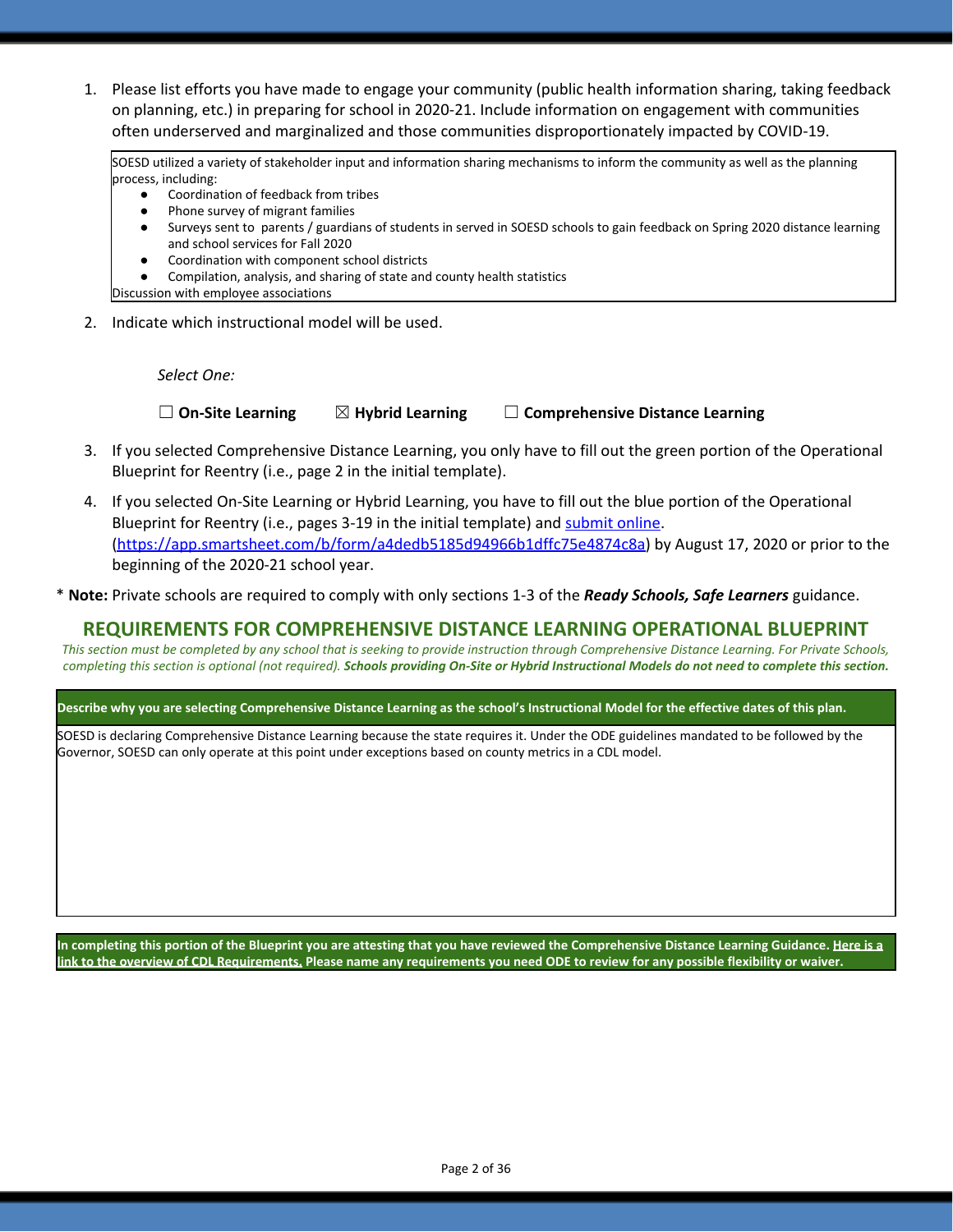1. Please list efforts you have made to engage your community (public health information sharing, taking feedback on planning, etc.) in preparing for school in 2020-21. Include information on engagement with communities often underserved and marginalized and those communities disproportionately impacted by COVID-19.

| SOESD utilized a variety of stakeholder input and information sharing mechanisms to inform the community as well as the planning process, including:<br>● Coordination of feedback from tribes<br>● Phone survey of migrant families<br>● Surveys sent to parents / guardians of students in served in SOESD schools to gain feedback on Spring 2020 distance learning and school services for Fall 2020<br>● Coordination with component school districts<br>● Compilation, analysis, and sharing of state and county health statistics<br>Discussion with employee associations |
|---|

2. Indicate which instructional model will be used.

   *Select One:*

   ☐ **On-Site Learning** ☒ **Hybrid Learning** ☐ **Comprehensive Distance Learning**

3. If you selected Comprehensive Distance Learning, you only have to fill out the green portion of the Operational Blueprint for Reentry (i.e., page 2 in the initial template).

4. If you selected On-Site Learning or Hybrid Learning, you have to fill out the blue portion of the Operational Blueprint for Reentry (i.e., pages 3-19 in the initial template) and [submit online](https://app.smartsheet.com/b/form/a4dedb5185d94966b1dffc75e4874c8a). (https://app.smartsheet.com/b/form/a4dedb5185d94966b1dffc75e4874c8a) by August 17, 2020 or prior to the beginning of the 2020-21 school year.

\* **Note:** Private schools are required to comply with only sections 1-3 of the ***Ready Schools, Safe Learners*** guidance.

## REQUIREMENTS FOR COMPREHENSIVE DISTANCE LEARNING OPERATIONAL BLUEPRINT

*This section must be completed by any school that is seeking to provide instruction through Comprehensive Distance Learning. For Private Schools, completing this section is optional (not required).* ***Schools providing On-Site or Hybrid Instructional Models do not need to complete this section.***

| **Describe why you are selecting Comprehensive Distance Learning as the school's Instructional Model for the effective dates of this plan.** |
|---|
| SOESD is declaring Comprehensive Distance Learning because the state requires it. Under the ODE guidelines mandated to be followed by the Governor, SOESD can only operate at this point under exceptions based on county metrics in a CDL model. |

| **In completing this portion of the Blueprint you are attesting that you have reviewed the Comprehensive Distance Learning Guidance. Here is a link to the overview of CDL Requirements. Please name any requirements you need ODE to review for any possible flexibility or waiver.** |
|---|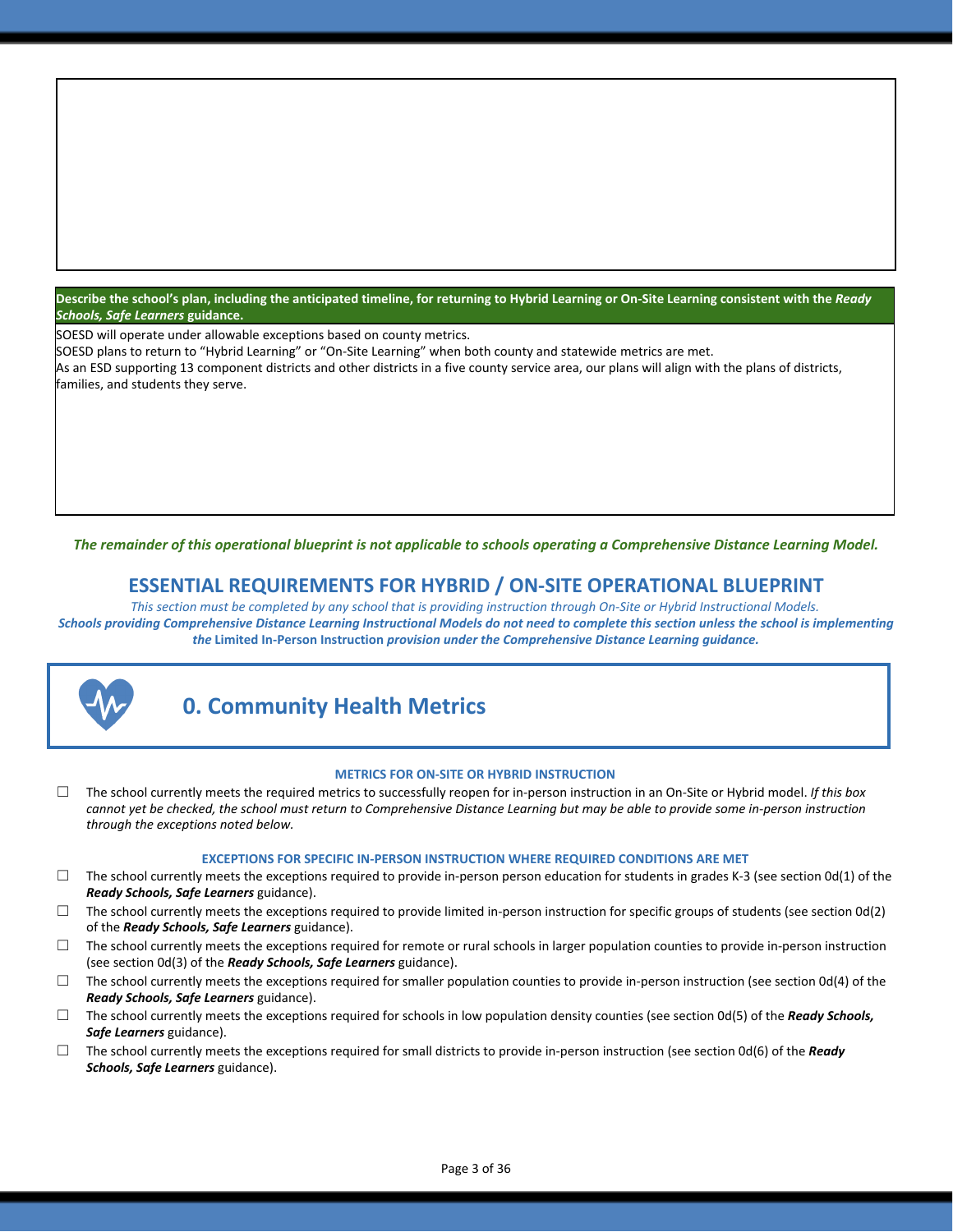**Describe the school's plan, including the anticipated timeline, for returning to Hybrid Learning or On-Site Learning consistent with the *Ready Schools, Safe Learners* guidance.**

SOESD will operate under allowable exceptions based on county metrics.
SOESD plans to return to "Hybrid Learning" or "On-Site Learning" when both county and statewide metrics are met.
As an ESD supporting 13 component districts and other districts in a five county service area, our plans will align with the plans of districts, families, and students they serve.

***The remainder of this operational blueprint is not applicable to schools operating a Comprehensive Distance Learning Model.***

## ESSENTIAL REQUIREMENTS FOR HYBRID / ON-SITE OPERATIONAL BLUEPRINT

*This section must be completed by any school that is providing instruction through On-Site or Hybrid Instructional Models.*
***Schools providing Comprehensive Distance Learning Instructional Models do not need to complete this section unless the school is implementing the* Limited In-Person Instruction *provision under the Comprehensive Distance Learning guidance.***

## 0. Community Health Metrics

**METRICS FOR ON-SITE OR HYBRID INSTRUCTION**

☐ The school currently meets the required metrics to successfully reopen for in-person instruction in an On-Site or Hybrid model. *If this box cannot yet be checked, the school must return to Comprehensive Distance Learning but may be able to provide some in-person instruction through the exceptions noted below.*

**EXCEPTIONS FOR SPECIFIC IN-PERSON INSTRUCTION WHERE REQUIRED CONDITIONS ARE MET**

☐ The school currently meets the exceptions required to provide in-person person education for students in grades K-3 (see section 0d(1) of the ***Ready Schools, Safe Learners*** guidance).

☐ The school currently meets the exceptions required to provide limited in-person instruction for specific groups of students (see section 0d(2) of the ***Ready Schools, Safe Learners*** guidance).

☐ The school currently meets the exceptions required for remote or rural schools in larger population counties to provide in-person instruction (see section 0d(3) of the ***Ready Schools, Safe Learners*** guidance).

☐ The school currently meets the exceptions required for smaller population counties to provide in-person instruction (see section 0d(4) of the ***Ready Schools, Safe Learners*** guidance).

☐ The school currently meets the exceptions required for schools in low population density counties (see section 0d(5) of the ***Ready Schools, Safe Learners*** guidance).

☐ The school currently meets the exceptions required for small districts to provide in-person instruction (see section 0d(6) of the ***Ready Schools, Safe Learners*** guidance).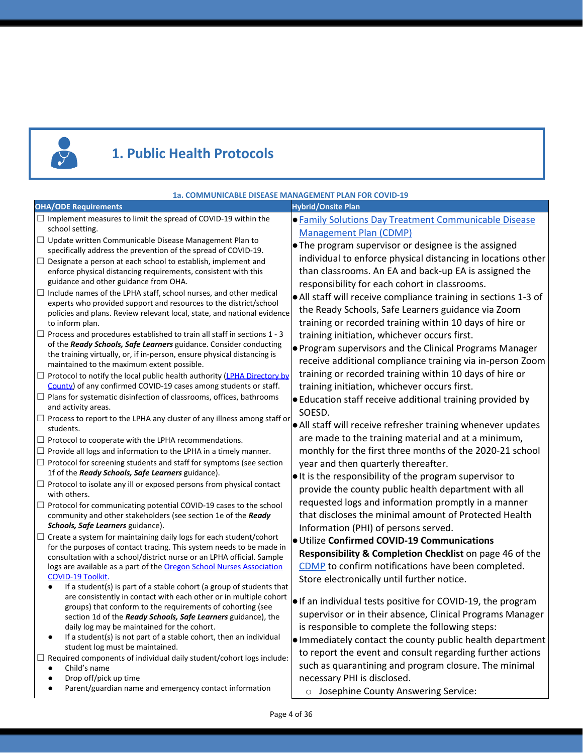# 1. Public Health Protocols

**1a. COMMUNICABLE DISEASE MANAGEMENT PLAN FOR COVID-19**

| OHA/ODE Requirements | Hybrid/Onsite Plan |
|---|---|
| ☐ Implement measures to limit the spread of COVID-19 within the school setting.<br>☐ Update written Communicable Disease Management Plan to specifically address the prevention of the spread of COVID-19.<br>☐ Designate a person at each school to establish, implement and enforce physical distancing requirements, consistent with this guidance and other guidance from OHA.<br>☐ Include names of the LPHA staff, school nurses, and other medical experts who provided support and resources to the district/school policies and plans. Review relevant local, state, and national evidence to inform plan.<br>☐ Process and procedures established to train all staff in sections 1 - 3 of the ***Ready Schools, Safe Learners*** guidance. Consider conducting the training virtually, or, if in-person, ensure physical distancing is maintained to the maximum extent possible.<br>☐ Protocol to notify the local public health authority (LPHA Directory by County) of any confirmed COVID-19 cases among students or staff.<br>☐ Plans for systematic disinfection of classrooms, offices, bathrooms and activity areas.<br>☐ Process to report to the LPHA any cluster of any illness among staff or students.<br>☐ Protocol to cooperate with the LPHA recommendations.<br>☐ Provide all logs and information to the LPHA in a timely manner.<br>☐ Protocol for screening students and staff for symptoms (see section 1f of the ***Ready Schools, Safe Learners*** guidance).<br>☐ Protocol to isolate any ill or exposed persons from physical contact with others.<br>☐ Protocol for communicating potential COVID-19 cases to the school community and other stakeholders (see section 1e of the ***Ready Schools, Safe Learners*** guidance).<br>☐ Create a system for maintaining daily logs for each student/cohort for the purposes of contact tracing. This system needs to be made in consultation with a school/district nurse or an LPHA official. Sample logs are available as a part of the Oregon School Nurses Association COVID-19 Toolkit.<br>● If a student(s) is part of a stable cohort (a group of students that are consistently in contact with each other or in multiple cohort groups) that conform to the requirements of cohorting (see section 1d of the ***Ready Schools, Safe Learners*** guidance), the daily log may be maintained for the cohort.<br>● If a student(s) is not part of a stable cohort, then an individual student log must be maintained.<br>☐ Required components of individual daily student/cohort logs include:<br>● Child's name<br>● Drop off/pick up time<br>● Parent/guardian name and emergency contact information | ● Family Solutions Day Treatment Communicable Disease Management Plan (CDMP)<br>● The program supervisor or designee is the assigned individual to enforce physical distancing in locations other than classrooms. An EA and back-up EA is assigned the responsibility for each cohort in classrooms.<br>● All staff will receive compliance training in sections 1-3 of the Ready Schools, Safe Learners guidance via Zoom training or recorded training within 10 days of hire or training initiation, whichever occurs first.<br>● Program supervisors and the Clinical Programs Manager receive additional compliance training via in-person Zoom training or recorded training within 10 days of hire or training initiation, whichever occurs first.<br>● Education staff receive additional training provided by SOESD.<br>● All staff will receive refresher training whenever updates are made to the training material and at a minimum, monthly for the first three months of the 2020-21 school year and then quarterly thereafter.<br>● It is the responsibility of the program supervisor to provide the county public health department with all requested logs and information promptly in a manner that discloses the minimal amount of Protected Health Information (PHI) of persons served.<br>● Utilize **Confirmed COVID-19 Communications Responsibility & Completion Checklist** on page 46 of the CDMP to confirm notifications have been completed. Store electronically until further notice.<br><br>● If an individual tests positive for COVID-19, the program supervisor or in their absence, Clinical Programs Manager is responsible to complete the following steps:<br>● Immediately contact the county public health department to report the event and consult regarding further actions such as quarantining and program closure. The minimal necessary PHI is disclosed.<br>○ Josephine County Answering Service: |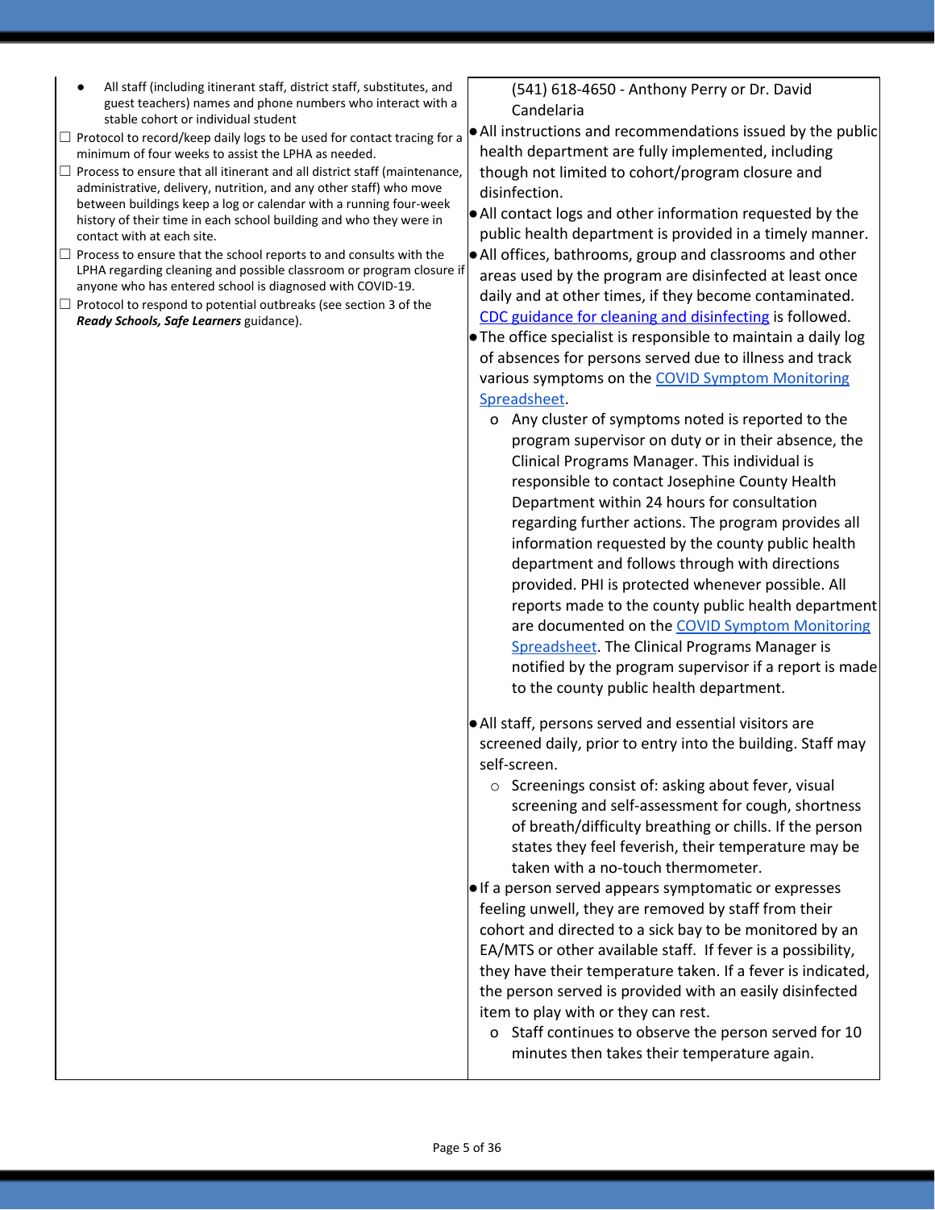| | |
|---|---|
| <ul><li>All staff (including itinerant staff, district staff, substitutes, and guest teachers) names and phone numbers who interact with a stable cohort or individual student</li></ul>☐ Protocol to record/keep daily logs to be used for contact tracing for a minimum of four weeks to assist the LPHA as needed.<br>☐ Process to ensure that all itinerant and all district staff (maintenance, administrative, delivery, nutrition, and any other staff) who move between buildings keep a log or calendar with a running four-week history of their time in each school building and who they were in contact with at each site.<br>☐ Process to ensure that the school reports to and consults with the LPHA regarding cleaning and possible classroom or program closure if anyone who has entered school is diagnosed with COVID-19.<br>☐ Protocol to respond to potential outbreaks (see section 3 of the ***Ready Schools, Safe Learners*** guidance). | (541) 618-4650 - Anthony Perry or Dr. David Candelaria<ul><li>All instructions and recommendations issued by the public health department are fully implemented, including though not limited to cohort/program closure and disinfection.</li><li>All contact logs and other information requested by the public health department is provided in a timely manner.</li><li>All offices, bathrooms, group and classrooms and other areas used by the program are disinfected at least once daily and at other times, if they become contaminated. CDC guidance for cleaning and disinfecting is followed.</li><li>The office specialist is responsible to maintain a daily log of absences for persons served due to illness and track various symptoms on the COVID Symptom Monitoring Spreadsheet.<ul><li>Any cluster of symptoms noted is reported to the program supervisor on duty or in their absence, the Clinical Programs Manager. This individual is responsible to contact Josephine County Health Department within 24 hours for consultation regarding further actions. The program provides all information requested by the county public health department and follows through with directions provided. PHI is protected whenever possible. All reports made to the county public health department are documented on the COVID Symptom Monitoring Spreadsheet. The Clinical Programs Manager is notified by the program supervisor if a report is made to the county public health department.</li></ul></li><li>All staff, persons served and essential visitors are screened daily, prior to entry into the building. Staff may self-screen.<ul><li>Screenings consist of: asking about fever, visual screening and self-assessment for cough, shortness of breath/difficulty breathing or chills. If the person states they feel feverish, their temperature may be taken with a no-touch thermometer.</li></ul></li><li>If a person served appears symptomatic or expresses feeling unwell, they are removed by staff from their cohort and directed to a sick bay to be monitored by an EA/MTS or other available staff. If fever is a possibility, they have their temperature taken. If a fever is indicated, the person served is provided with an easily disinfected item to play with or they can rest.<ul><li>Staff continues to observe the person served for 10 minutes then takes their temperature again.</li></ul></li></ul> |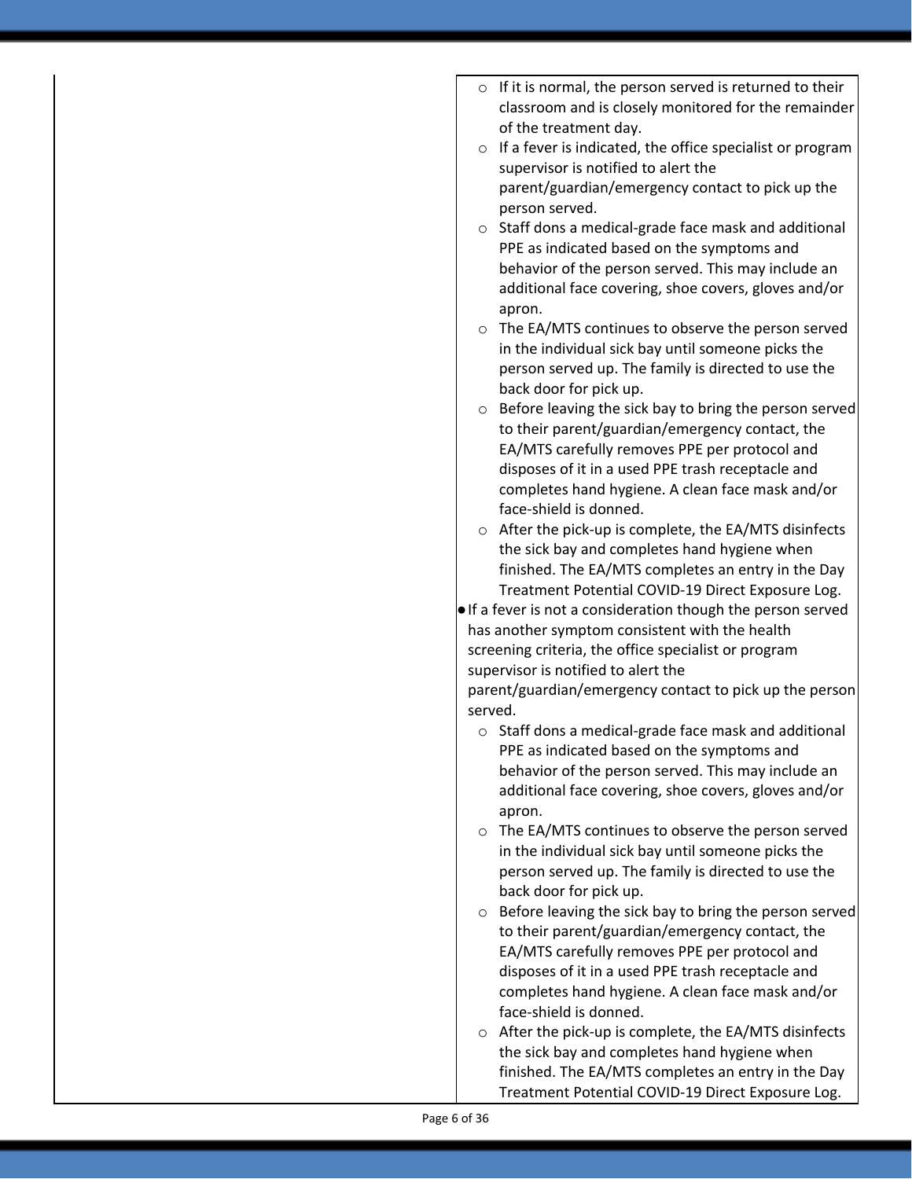| | |
|---|---|
| | - If it is normal, the person served is returned to their classroom and is closely monitored for the remainder of the treatment day.<br>- If a fever is indicated, the office specialist or program supervisor is notified to alert the parent/guardian/emergency contact to pick up the person served.<br>- Staff dons a medical-grade face mask and additional PPE as indicated based on the symptoms and behavior of the person served. This may include an additional face covering, shoe covers, gloves and/or apron.<br>- The EA/MTS continues to observe the person served in the individual sick bay until someone picks the person served up. The family is directed to use the back door for pick up.<br>- Before leaving the sick bay to bring the person served to their parent/guardian/emergency contact, the EA/MTS carefully removes PPE per protocol and disposes of it in a used PPE trash receptacle and completes hand hygiene. A clean face mask and/or face-shield is donned.<br>- After the pick-up is complete, the EA/MTS disinfects the sick bay and completes hand hygiene when finished. The EA/MTS completes an entry in the Day Treatment Potential COVID-19 Direct Exposure Log.<br><br>● If a fever is not a consideration though the person served has another symptom consistent with the health screening criteria, the office specialist or program supervisor is notified to alert the parent/guardian/emergency contact to pick up the person served.<br>- Staff dons a medical-grade face mask and additional PPE as indicated based on the symptoms and behavior of the person served. This may include an additional face covering, shoe covers, gloves and/or apron.<br>- The EA/MTS continues to observe the person served in the individual sick bay until someone picks the person served up. The family is directed to use the back door for pick up.<br>- Before leaving the sick bay to bring the person served to their parent/guardian/emergency contact, the EA/MTS carefully removes PPE per protocol and disposes of it in a used PPE trash receptacle and completes hand hygiene. A clean face mask and/or face-shield is donned.<br>- After the pick-up is complete, the EA/MTS disinfects the sick bay and completes hand hygiene when finished. The EA/MTS completes an entry in the Day Treatment Potential COVID-19 Direct Exposure Log. |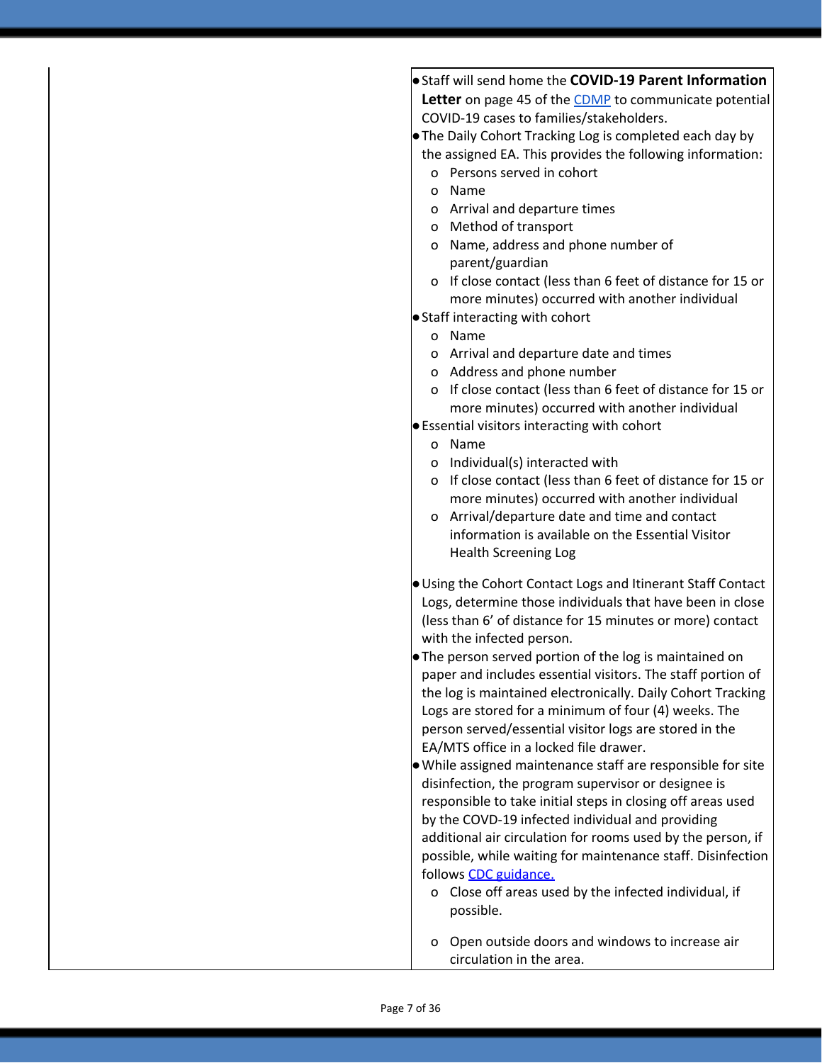| | |
|---|---|
| | • Staff will send home the **COVID-19 Parent Information Letter** on page 45 of the [CDMP]() to communicate potential COVID-19 cases to families/stakeholders.<br>• The Daily Cohort Tracking Log is completed each day by the assigned EA. This provides the following information:<br>  o Persons served in cohort<br>  o Name<br>  o Arrival and departure times<br>  o Method of transport<br>  o Name, address and phone number of parent/guardian<br>  o If close contact (less than 6 feet of distance for 15 or more minutes) occurred with another individual<br>• Staff interacting with cohort<br>  o Name<br>  o Arrival and departure date and times<br>  o Address and phone number<br>  o If close contact (less than 6 feet of distance for 15 or more minutes) occurred with another individual<br>• Essential visitors interacting with cohort<br>  o Name<br>  o Individual(s) interacted with<br>  o If close contact (less than 6 feet of distance for 15 or more minutes) occurred with another individual<br>  o Arrival/departure date and time and contact information is available on the Essential Visitor Health Screening Log<br><br>• Using the Cohort Contact Logs and Itinerant Staff Contact Logs, determine those individuals that have been in close (less than 6' of distance for 15 minutes or more) contact with the infected person.<br>• The person served portion of the log is maintained on paper and includes essential visitors. The staff portion of the log is maintained electronically. Daily Cohort Tracking Logs are stored for a minimum of four (4) weeks. The person served/essential visitor logs are stored in the EA/MTS office in a locked file drawer.<br>• While assigned maintenance staff are responsible for site disinfection, the program supervisor or designee is responsible to take initial steps in closing off areas used by the COVD-19 infected individual and providing additional air circulation for rooms used by the person, if possible, while waiting for maintenance staff. Disinfection follows [CDC guidance.]()<br>  o Close off areas used by the infected individual, if possible.<br><br>  o Open outside doors and windows to increase air circulation in the area. |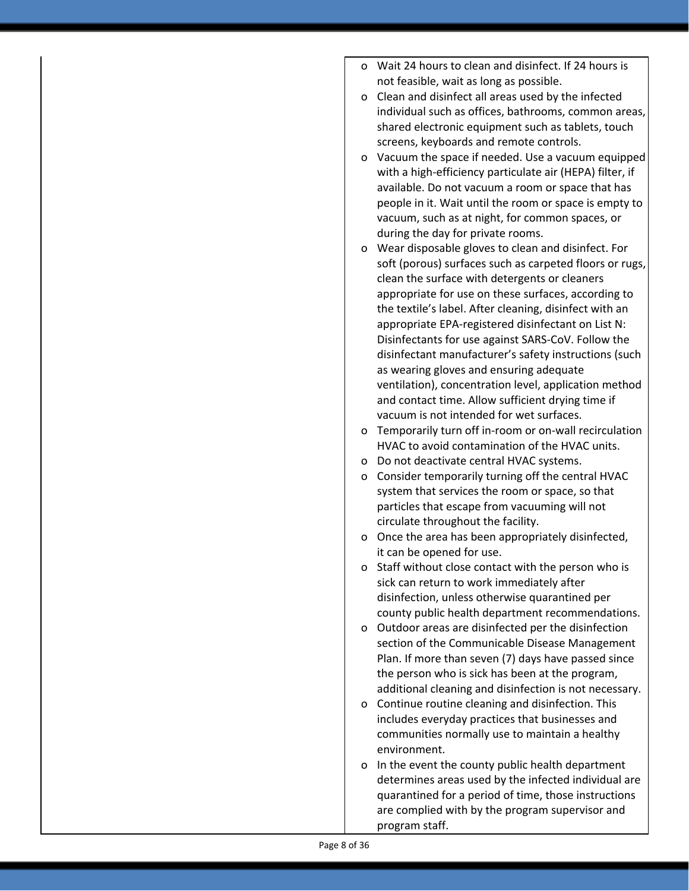| | |
|---|---|
| | - Wait 24 hours to clean and disinfect. If 24 hours is not feasible, wait as long as possible.<br>- Clean and disinfect all areas used by the infected individual such as offices, bathrooms, common areas, shared electronic equipment such as tablets, touch screens, keyboards and remote controls.<br>- Vacuum the space if needed. Use a vacuum equipped with a high-efficiency particulate air (HEPA) filter, if available. Do not vacuum a room or space that has people in it. Wait until the room or space is empty to vacuum, such as at night, for common spaces, or during the day for private rooms.<br>- Wear disposable gloves to clean and disinfect. For soft (porous) surfaces such as carpeted floors or rugs, clean the surface with detergents or cleaners appropriate for use on these surfaces, according to the textile's label. After cleaning, disinfect with an appropriate EPA-registered disinfectant on List N: Disinfectants for use against SARS-CoV. Follow the disinfectant manufacturer's safety instructions (such as wearing gloves and ensuring adequate ventilation), concentration level, application method and contact time. Allow sufficient drying time if vacuum is not intended for wet surfaces.<br>- Temporarily turn off in-room or on-wall recirculation HVAC to avoid contamination of the HVAC units.<br>- Do not deactivate central HVAC systems.<br>- Consider temporarily turning off the central HVAC system that services the room or space, so that particles that escape from vacuuming will not circulate throughout the facility.<br>- Once the area has been appropriately disinfected, it can be opened for use.<br>- Staff without close contact with the person who is sick can return to work immediately after disinfection, unless otherwise quarantined per county public health department recommendations.<br>- Outdoor areas are disinfected per the disinfection section of the Communicable Disease Management Plan. If more than seven (7) days have passed since the person who is sick has been at the program, additional cleaning and disinfection is not necessary.<br>- Continue routine cleaning and disinfection. This includes everyday practices that businesses and communities normally use to maintain a healthy environment.<br>- In the event the county public health department determines areas used by the infected individual are quarantined for a period of time, those instructions are complied with by the program supervisor and program staff. |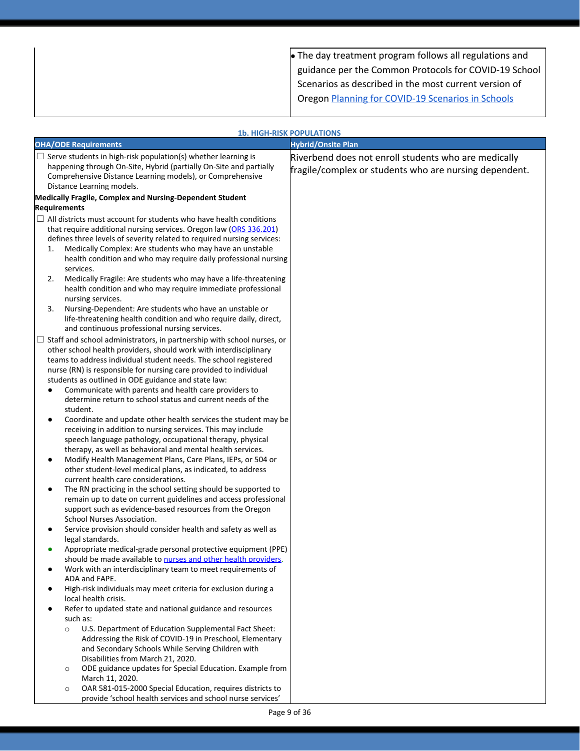| | |
|---|---|
| | • The day treatment program follows all regulations and guidance per the Common Protocols for COVID-19 School Scenarios as described in the most current version of Oregon Planning for COVID-19 Scenarios in Schools |

**1b. HIGH-RISK POPULATIONS**

| OHA/ODE Requirements | Hybrid/Onsite Plan |
|---|---|
| ☐ Serve students in high-risk population(s) whether learning is happening through On-Site, Hybrid (partially On-Site and partially Comprehensive Distance Learning models), or Comprehensive Distance Learning models.<br><br>**Medically Fragile, Complex and Nursing-Dependent Student Requirements**<br><br>☐ All districts must account for students who have health conditions that require additional nursing services. Oregon law (ORS 336.201) defines three levels of severity related to required nursing services:<br>1. Medically Complex: Are students who may have an unstable health condition and who may require daily professional nursing services.<br>2. Medically Fragile: Are students who may have a life-threatening health condition and who may require immediate professional nursing services.<br>3. Nursing-Dependent: Are students who have an unstable or life-threatening health condition and who require daily, direct, and continuous professional nursing services.<br><br>☐ Staff and school administrators, in partnership with school nurses, or other school health providers, should work with interdisciplinary teams to address individual student needs. The school registered nurse (RN) is responsible for nursing care provided to individual students as outlined in ODE guidance and state law:<br>• Communicate with parents and health care providers to determine return to school status and current needs of the student.<br>• Coordinate and update other health services the student may be receiving in addition to nursing services. This may include speech language pathology, occupational therapy, physical therapy, as well as behavioral and mental health services.<br>• Modify Health Management Plans, Care Plans, IEPs, or 504 or other student-level medical plans, as indicated, to address current health care considerations.<br>• The RN practicing in the school setting should be supported to remain up to date on current guidelines and access professional support such as evidence-based resources from the Oregon School Nurses Association.<br>• Service provision should consider health and safety as well as legal standards.<br>• Appropriate medical-grade personal protective equipment (PPE) should be made available to nurses and other health providers.<br>• Work with an interdisciplinary team to meet requirements of ADA and FAPE.<br>• High-risk individuals may meet criteria for exclusion during a local health crisis.<br>• Refer to updated state and national guidance and resources such as:<br>  ○ U.S. Department of Education Supplemental Fact Sheet: Addressing the Risk of COVID-19 in Preschool, Elementary and Secondary Schools While Serving Children with Disabilities from March 21, 2020.<br>  ○ ODE guidance updates for Special Education. Example from March 11, 2020.<br>  ○ OAR 581-015-2000 Special Education, requires districts to provide 'school health services and school nurse services' | Riverbend does not enroll students who are medically fragile/complex or students who are nursing dependent. |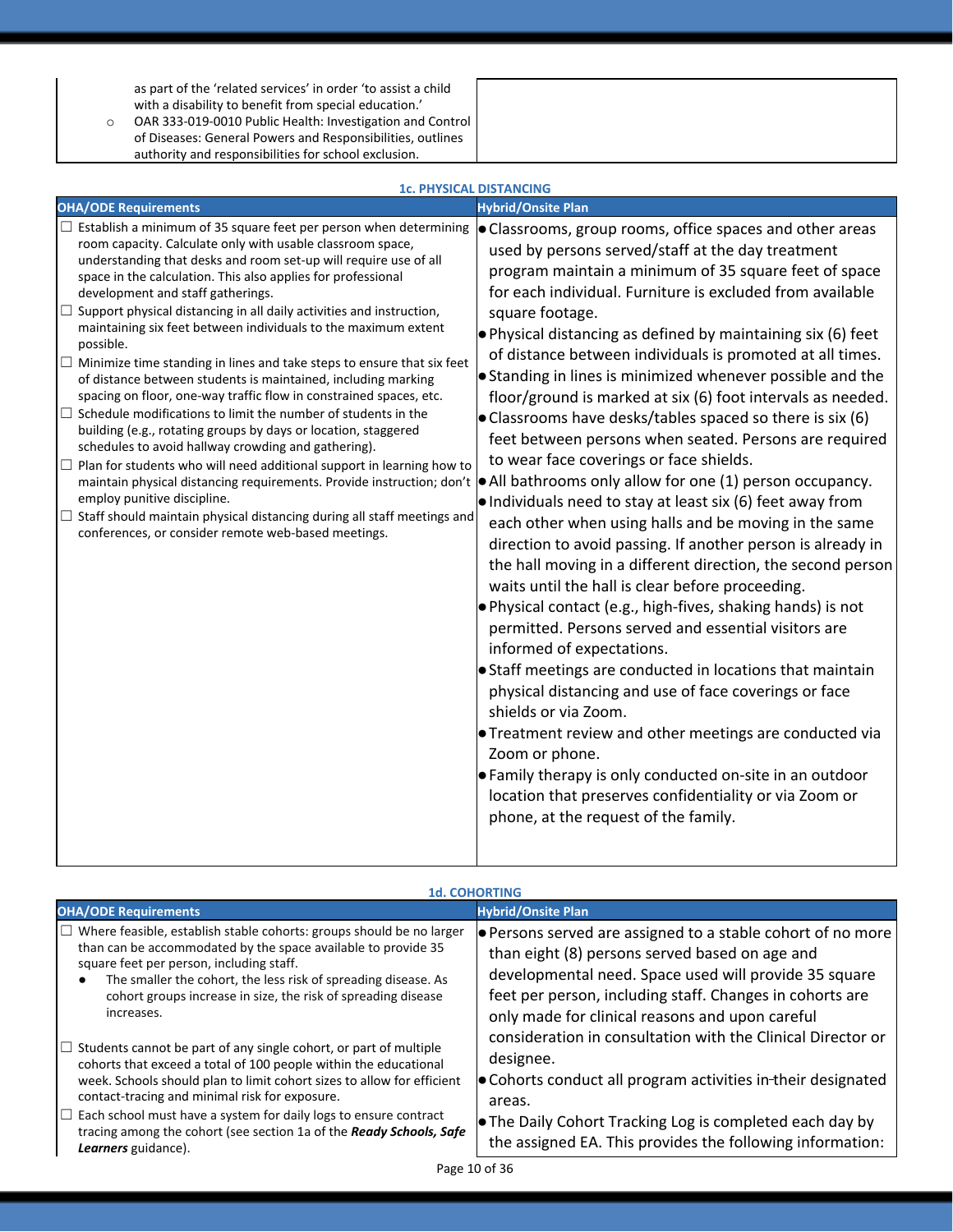| | |
|---|---|
| as part of the 'related services' in order 'to assist a child with a disability to benefit from special education.'<br>○ OAR 333-019-0010 Public Health: Investigation and Control of Diseases: General Powers and Responsibilities, outlines authority and responsibilities for school exclusion. | |

### 1c. PHYSICAL DISTANCING

| OHA/ODE Requirements | Hybrid/Onsite Plan |
|---|---|
| ☐ Establish a minimum of 35 square feet per person when determining room capacity. Calculate only with usable classroom space, understanding that desks and room set-up will require use of all space in the calculation. This also applies for professional development and staff gatherings.<br>☐ Support physical distancing in all daily activities and instruction, maintaining six feet between individuals to the maximum extent possible.<br>☐ Minimize time standing in lines and take steps to ensure that six feet of distance between students is maintained, including marking spacing on floor, one-way traffic flow in constrained spaces, etc.<br>☐ Schedule modifications to limit the number of students in the building (e.g., rotating groups by days or location, staggered schedules to avoid hallway crowding and gathering).<br>☐ Plan for students who will need additional support in learning how to maintain physical distancing requirements. Provide instruction; don't employ punitive discipline.<br>☐ Staff should maintain physical distancing during all staff meetings and conferences, or consider remote web-based meetings. | ● Classrooms, group rooms, office spaces and other areas used by persons served/staff at the day treatment program maintain a minimum of 35 square feet of space for each individual. Furniture is excluded from available square footage.<br>● Physical distancing as defined by maintaining six (6) feet of distance between individuals is promoted at all times.<br>● Standing in lines is minimized whenever possible and the floor/ground is marked at six (6) foot intervals as needed.<br>● Classrooms have desks/tables spaced so there is six (6) feet between persons when seated. Persons are required to wear face coverings or face shields.<br>● All bathrooms only allow for one (1) person occupancy.<br>● Individuals need to stay at least six (6) feet away from each other when using halls and be moving in the same direction to avoid passing. If another person is already in the hall moving in a different direction, the second person waits until the hall is clear before proceeding.<br>● Physical contact (e.g., high-fives, shaking hands) is not permitted. Persons served and essential visitors are informed of expectations.<br>● Staff meetings are conducted in locations that maintain physical distancing and use of face coverings or face shields or via Zoom.<br>● Treatment review and other meetings are conducted via Zoom or phone.<br>● Family therapy is only conducted on-site in an outdoor location that preserves confidentiality or via Zoom or phone, at the request of the family. |

### 1d. COHORTING

| OHA/ODE Requirements | Hybrid/Onsite Plan |
|---|---|
| ☐ Where feasible, establish stable cohorts: groups should be no larger than can be accommodated by the space available to provide 35 square feet per person, including staff.<br>● The smaller the cohort, the less risk of spreading disease. As cohort groups increase in size, the risk of spreading disease increases.<br>☐ Students cannot be part of any single cohort, or part of multiple cohorts that exceed a total of 100 people within the educational week. Schools should plan to limit cohort sizes to allow for efficient contact-tracing and minimal risk for exposure.<br>☐ Each school must have a system for daily logs to ensure contract tracing among the cohort (see section 1a of the ***Ready Schools, Safe Learners*** guidance). | ● Persons served are assigned to a stable cohort of no more than eight (8) persons served based on age and developmental need. Space used will provide 35 square feet per person, including staff. Changes in cohorts are only made for clinical reasons and upon careful consideration in consultation with the Clinical Director or designee.<br>● Cohorts conduct all program activities in their designated areas.<br>● The Daily Cohort Tracking Log is completed each day by the assigned EA. This provides the following information: |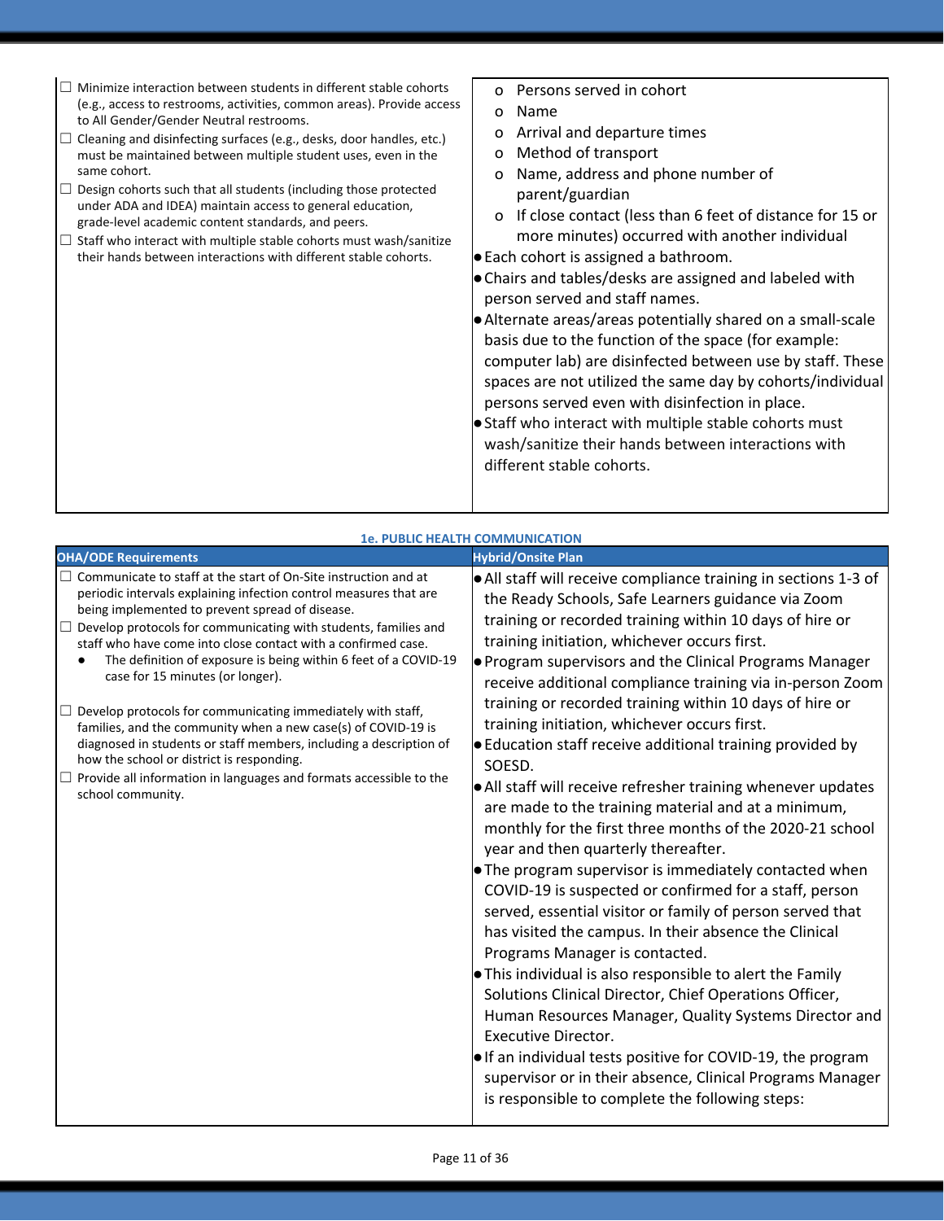| | |
|---|---|
| ☐ Minimize interaction between students in different stable cohorts (e.g., access to restrooms, activities, common areas). Provide access to All Gender/Gender Neutral restrooms.<br>☐ Cleaning and disinfecting surfaces (e.g., desks, door handles, etc.) must be maintained between multiple student uses, even in the same cohort.<br>☐ Design cohorts such that all students (including those protected under ADA and IDEA) maintain access to general education, grade-level academic content standards, and peers.<br>☐ Staff who interact with multiple stable cohorts must wash/sanitize their hands between interactions with different stable cohorts. | o Persons served in cohort<br>o Name<br>o Arrival and departure times<br>o Method of transport<br>o Name, address and phone number of parent/guardian<br>o If close contact (less than 6 feet of distance for 15 or more minutes) occurred with another individual<br>● Each cohort is assigned a bathroom.<br>● Chairs and tables/desks are assigned and labeled with person served and staff names.<br>● Alternate areas/areas potentially shared on a small-scale basis due to the function of the space (for example: computer lab) are disinfected between use by staff. These spaces are not utilized the same day by cohorts/individual persons served even with disinfection in place.<br>● Staff who interact with multiple stable cohorts must wash/sanitize their hands between interactions with different stable cohorts. |

### 1e. PUBLIC HEALTH COMMUNICATION

| OHA/ODE Requirements | Hybrid/Onsite Plan |
|---|---|
| ☐ Communicate to staff at the start of On-Site instruction and at periodic intervals explaining infection control measures that are being implemented to prevent spread of disease.<br>☐ Develop protocols for communicating with students, families and staff who have come into close contact with a confirmed case.<br>● The definition of exposure is being within 6 feet of a COVID-19 case for 15 minutes (or longer).<br>☐ Develop protocols for communicating immediately with staff, families, and the community when a new case(s) of COVID-19 is diagnosed in students or staff members, including a description of how the school or district is responding.<br>☐ Provide all information in languages and formats accessible to the school community. | ● All staff will receive compliance training in sections 1-3 of the Ready Schools, Safe Learners guidance via Zoom training or recorded training within 10 days of hire or training initiation, whichever occurs first.<br>● Program supervisors and the Clinical Programs Manager receive additional compliance training via in-person Zoom training or recorded training within 10 days of hire or training initiation, whichever occurs first.<br>● Education staff receive additional training provided by SOESD.<br>● All staff will receive refresher training whenever updates are made to the training material and at a minimum, monthly for the first three months of the 2020-21 school year and then quarterly thereafter.<br>● The program supervisor is immediately contacted when COVID-19 is suspected or confirmed for a staff, person served, essential visitor or family of person served that has visited the campus. In their absence the Clinical Programs Manager is contacted.<br>● This individual is also responsible to alert the Family Solutions Clinical Director, Chief Operations Officer, Human Resources Manager, Quality Systems Director and Executive Director.<br>● If an individual tests positive for COVID-19, the program supervisor or in their absence, Clinical Programs Manager is responsible to complete the following steps: |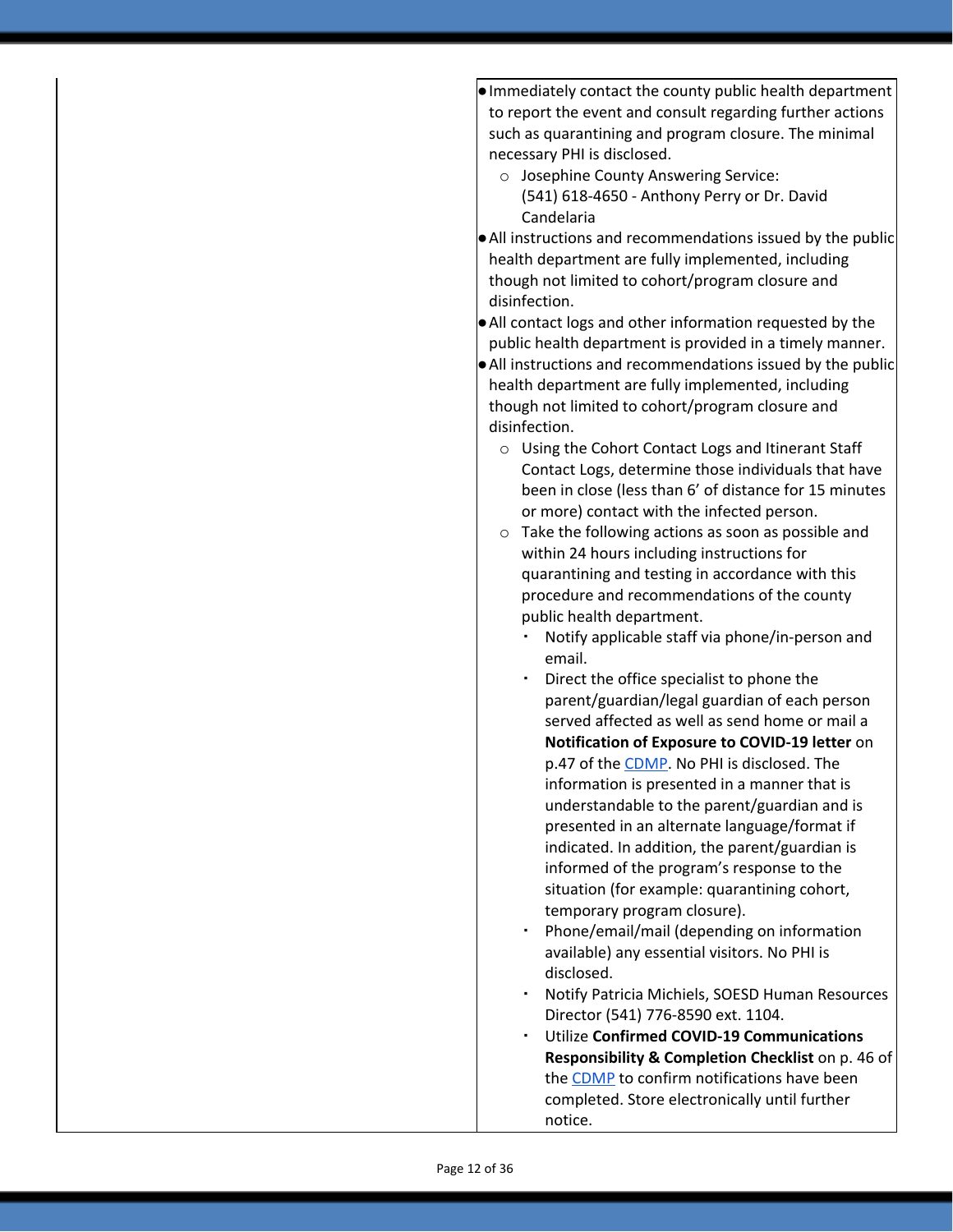| | |
|---|---|
| | • Immediately contact the county public health department to report the event and consult regarding further actions such as quarantining and program closure. The minimal necessary PHI is disclosed.<br>  ○ Josephine County Answering Service: (541) 618-4650 - Anthony Perry or Dr. David Candelaria<br>• All instructions and recommendations issued by the public health department are fully implemented, including though not limited to cohort/program closure and disinfection.<br>• All contact logs and other information requested by the public health department is provided in a timely manner.<br>• All instructions and recommendations issued by the public health department are fully implemented, including though not limited to cohort/program closure and disinfection.<br>  ○ Using the Cohort Contact Logs and Itinerant Staff Contact Logs, determine those individuals that have been in close (less than 6' of distance for 15 minutes or more) contact with the infected person.<br>  ○ Take the following actions as soon as possible and within 24 hours including instructions for quarantining and testing in accordance with this procedure and recommendations of the county public health department.<br>    ▪ Notify applicable staff via phone/in-person and email.<br>    ▪ Direct the office specialist to phone the parent/guardian/legal guardian of each person served affected as well as send home or mail a **Notification of Exposure to COVID-19 letter** on p.47 of the CDMP. No PHI is disclosed. The information is presented in a manner that is understandable to the parent/guardian and is presented in an alternate language/format if indicated. In addition, the parent/guardian is informed of the program's response to the situation (for example: quarantining cohort, temporary program closure).<br>    ▪ Phone/email/mail (depending on information available) any essential visitors. No PHI is disclosed.<br>    ▪ Notify Patricia Michiels, SOESD Human Resources Director (541) 776-8590 ext. 1104.<br>    ▪ Utilize **Confirmed COVID-19 Communications Responsibility & Completion Checklist** on p. 46 of the CDMP to confirm notifications have been completed. Store electronically until further notice. |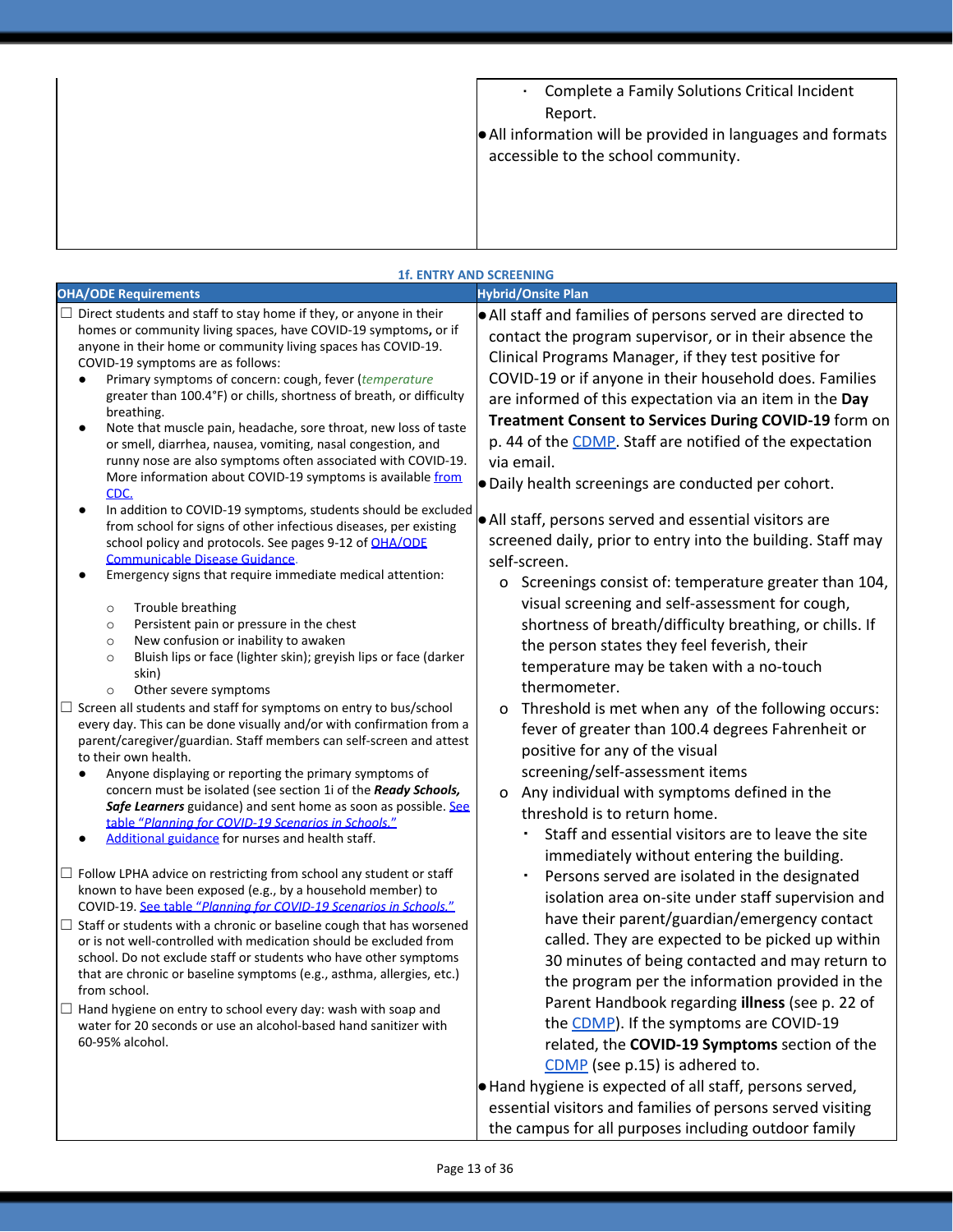| | |
|---|---|
| | ▪ Complete a Family Solutions Critical Incident Report.<br>● All information will be provided in languages and formats accessible to the school community. |

**1f. ENTRY AND SCREENING**

| OHA/ODE Requirements | Hybrid/Onsite Plan |
|---|---|
| ☐ Direct students and staff to stay home if they, or anyone in their homes or community living spaces, have COVID-19 symptoms**,** or if anyone in their home or community living spaces has COVID-19. COVID-19 symptoms are as follows:<br>● Primary symptoms of concern: cough, fever (*temperature* greater than 100.4°F) or chills, shortness of breath, or difficulty breathing.<br>● Note that muscle pain, headache, sore throat, new loss of taste or smell, diarrhea, nausea, vomiting, nasal congestion, and runny nose are also symptoms often associated with COVID-19. More information about COVID-19 symptoms is available from CDC.<br>● In addition to COVID-19 symptoms, students should be excluded from school for signs of other infectious diseases, per existing school policy and protocols. See pages 9-12 of OHA/ODE Communicable Disease Guidance.<br>● Emergency signs that require immediate medical attention:<br>○ Trouble breathing<br>○ Persistent pain or pressure in the chest<br>○ New confusion or inability to awaken<br>○ Bluish lips or face (lighter skin); greyish lips or face (darker skin)<br>○ Other severe symptoms<br>☐ Screen all students and staff for symptoms on entry to bus/school every day. This can be done visually and/or with confirmation from a parent/caregiver/guardian. Staff members can self-screen and attest to their own health.<br>● Anyone displaying or reporting the primary symptoms of concern must be isolated (see section 1i of the ***Ready Schools, Safe Learners*** guidance) and sent home as soon as possible. See table "*Planning for COVID-19 Scenarios in Schools.*"<br>● Additional guidance for nurses and health staff.<br><br>☐ Follow LPHA advice on restricting from school any student or staff known to have been exposed (e.g., by a household member) to COVID-19. See table "*Planning for COVID-19 Scenarios in Schools.*"<br>☐ Staff or students with a chronic or baseline cough that has worsened or is not well-controlled with medication should be excluded from school. Do not exclude staff or students who have other symptoms that are chronic or baseline symptoms (e.g., asthma, allergies, etc.) from school.<br>☐ Hand hygiene on entry to school every day: wash with soap and water for 20 seconds or use an alcohol-based hand sanitizer with 60-95% alcohol. | ● All staff and families of persons served are directed to contact the program supervisor, or in their absence the Clinical Programs Manager, if they test positive for COVID-19 or if anyone in their household does. Families are informed of this expectation via an item in the **Day Treatment Consent to Services During COVID-19** form on p. 44 of the CDMP. Staff are notified of the expectation via email.<br>● Daily health screenings are conducted per cohort.<br>● All staff, persons served and essential visitors are screened daily, prior to entry into the building. Staff may self-screen.<br>o Screenings consist of: temperature greater than 104, visual screening and self-assessment for cough, shortness of breath/difficulty breathing, or chills. If the person states they feel feverish, their temperature may be taken with a no-touch thermometer.<br>o Threshold is met when any of the following occurs: fever of greater than 100.4 degrees Fahrenheit or positive for any of the visual screening/self-assessment items<br>o Any individual with symptoms defined in the threshold is to return home.<br>▪ Staff and essential visitors are to leave the site immediately without entering the building.<br>▪ Persons served are isolated in the designated isolation area on-site under staff supervision and have their parent/guardian/emergency contact called. They are expected to be picked up within 30 minutes of being contacted and may return to the program per the information provided in the Parent Handbook regarding **illness** (see p. 22 of the CDMP). If the symptoms are COVID-19 related, the **COVID-19 Symptoms** section of the CDMP (see p.15) is adhered to.<br>● Hand hygiene is expected of all staff, persons served, essential visitors and families of persons served visiting the campus for all purposes including outdoor family |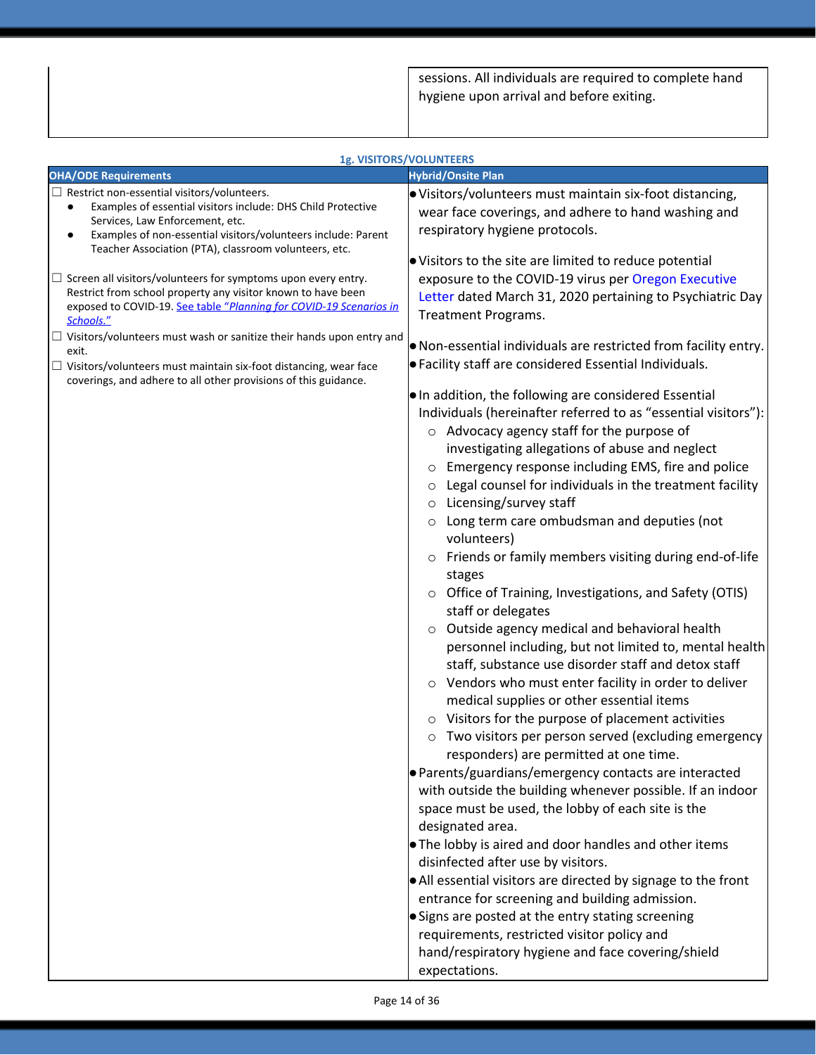| | |
|---|---|
| | sessions. All individuals are required to complete hand hygiene upon arrival and before exiting. |

**1g. VISITORS/VOLUNTEERS**

| OHA/ODE Requirements | Hybrid/Onsite Plan |
|---|---|
| ☐ Restrict non-essential visitors/volunteers.<br>● Examples of essential visitors include: DHS Child Protective Services, Law Enforcement, etc.<br>● Examples of non-essential visitors/volunteers include: Parent Teacher Association (PTA), classroom volunteers, etc.<br><br>☐ Screen all visitors/volunteers for symptoms upon every entry. Restrict from school property any visitor known to have been exposed to COVID-19. See table "*Planning for COVID-19 Scenarios in Schools.*"<br>☐ Visitors/volunteers must wash or sanitize their hands upon entry and exit.<br>☐ Visitors/volunteers must maintain six-foot distancing, wear face coverings, and adhere to all other provisions of this guidance. | ● Visitors/volunteers must maintain six-foot distancing, wear face coverings, and adhere to hand washing and respiratory hygiene protocols.<br><br>● Visitors to the site are limited to reduce potential exposure to the COVID-19 virus per Oregon Executive Letter dated March 31, 2020 pertaining to Psychiatric Day Treatment Programs.<br><br>● Non-essential individuals are restricted from facility entry.<br>● Facility staff are considered Essential Individuals.<br><br>● In addition, the following are considered Essential Individuals (hereinafter referred to as "essential visitors"):<br>○ Advocacy agency staff for the purpose of investigating allegations of abuse and neglect<br>○ Emergency response including EMS, fire and police<br>○ Legal counsel for individuals in the treatment facility<br>○ Licensing/survey staff<br>○ Long term care ombudsman and deputies (not volunteers)<br>○ Friends or family members visiting during end-of-life stages<br>○ Office of Training, Investigations, and Safety (OTIS) staff or delegates<br>○ Outside agency medical and behavioral health personnel including, but not limited to, mental health staff, substance use disorder staff and detox staff<br>○ Vendors who must enter facility in order to deliver medical supplies or other essential items<br>○ Visitors for the purpose of placement activities<br>○ Two visitors per person served (excluding emergency responders) are permitted at one time.<br>● Parents/guardians/emergency contacts are interacted with outside the building whenever possible. If an indoor space must be used, the lobby of each site is the designated area.<br>● The lobby is aired and door handles and other items disinfected after use by visitors.<br>● All essential visitors are directed by signage to the front entrance for screening and building admission.<br>● Signs are posted at the entry stating screening requirements, restricted visitor policy and hand/respiratory hygiene and face covering/shield expectations. |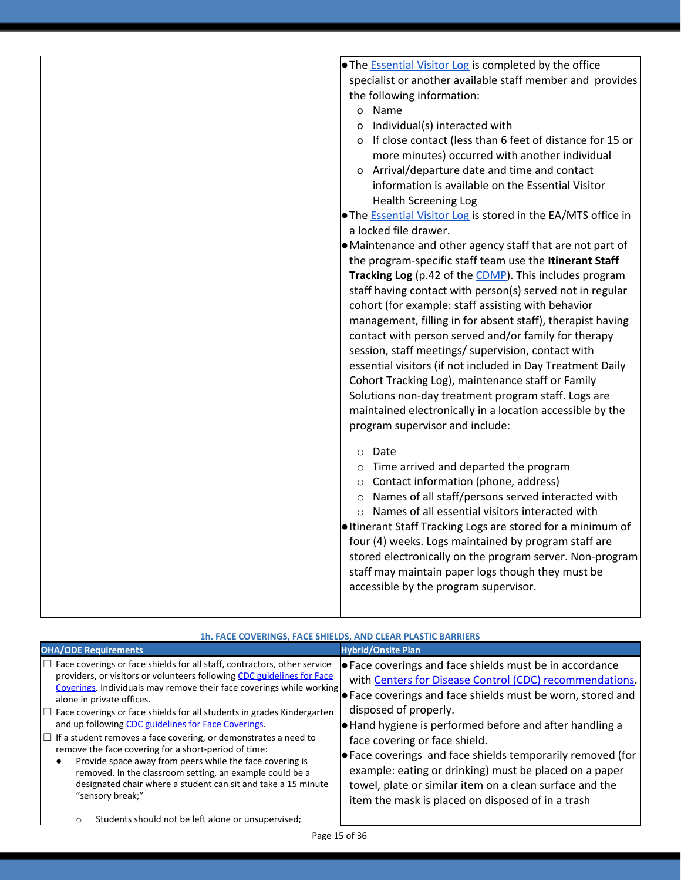| | |
|---|---|
| | ● The Essential Visitor Log is completed by the office specialist or another available staff member and provides the following information:<br>o Name<br>o Individual(s) interacted with<br>o If close contact (less than 6 feet of distance for 15 or more minutes) occurred with another individual<br>o Arrival/departure date and time and contact information is available on the Essential Visitor Health Screening Log<br>● The Essential Visitor Log is stored in the EA/MTS office in a locked file drawer.<br>● Maintenance and other agency staff that are not part of the program-specific staff team use the **Itinerant Staff Tracking Log** (p.42 of the CDMP). This includes program staff having contact with person(s) served not in regular cohort (for example: staff assisting with behavior management, filling in for absent staff), therapist having contact with person served and/or family for therapy session, staff meetings/ supervision, contact with essential visitors (if not included in Day Treatment Daily Cohort Tracking Log), maintenance staff or Family Solutions non-day treatment program staff. Logs are maintained electronically in a location accessible by the program supervisor and include:<br>○ Date<br>○ Time arrived and departed the program<br>○ Contact information (phone, address)<br>○ Names of all staff/persons served interacted with<br>○ Names of all essential visitors interacted with<br>● Itinerant Staff Tracking Logs are stored for a minimum of four (4) weeks. Logs maintained by program staff are stored electronically on the program server. Non-program staff may maintain paper logs though they must be accessible by the program supervisor. |

**1h. FACE COVERINGS, FACE SHIELDS, AND CLEAR PLASTIC BARRIERS**

| OHA/ODE Requirements | Hybrid/Onsite Plan |
|---|---|
| ☐ Face coverings or face shields for all staff, contractors, other service providers, or visitors or volunteers following CDC guidelines for Face Coverings. Individuals may remove their face coverings while working alone in private offices.<br>☐ Face coverings or face shields for all students in grades Kindergarten and up following CDC guidelines for Face Coverings.<br>☐ If a student removes a face covering, or demonstrates a need to remove the face covering for a short-period of time:<br>● Provide space away from peers while the face covering is removed. In the classroom setting, an example could be a designated chair where a student can sit and take a 15 minute "sensory break;"<br>○ Students should not be left alone or unsupervised; | ● Face coverings and face shields must be in accordance with Centers for Disease Control (CDC) recommendations.<br>● Face coverings and face shields must be worn, stored and disposed of properly.<br>● Hand hygiene is performed before and after handling a face covering or face shield.<br>● Face coverings and face shields temporarily removed (for example: eating or drinking) must be placed on a paper towel, plate or similar item on a clean surface and the item the mask is placed on disposed of in a trash |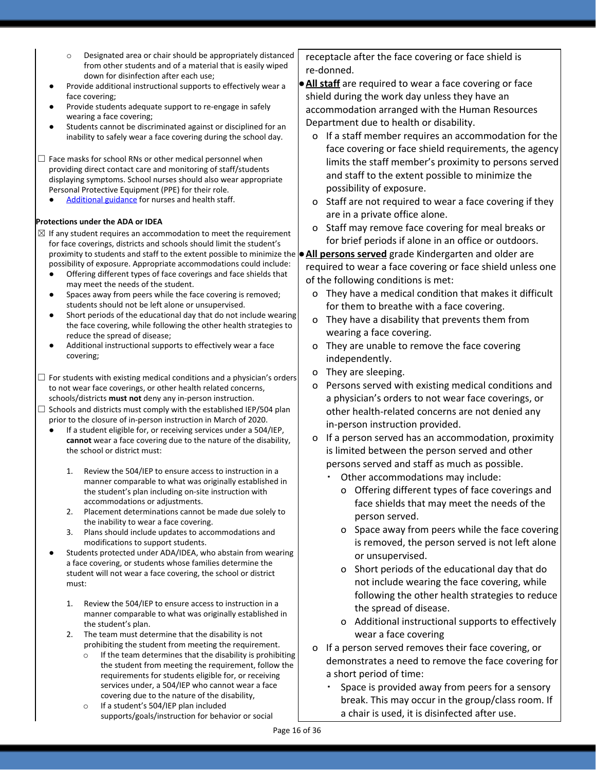- Designated area or chair should be appropriately distanced from other students and of a material that is easily wiped down for disinfection after each use;
- Provide additional instructional supports to effectively wear a face covering;
- Provide students adequate support to re-engage in safely wearing a face covering;
- Students cannot be discriminated against or disciplined for an inability to safely wear a face covering during the school day.

☐ Face masks for school RNs or other medical personnel when providing direct contact care and monitoring of staff/students displaying symptoms. School nurses should also wear appropriate Personal Protective Equipment (PPE) for their role.

- [Additional guidance](#) for nurses and health staff.

**Protections under the ADA or IDEA**

☒ If any student requires an accommodation to meet the requirement for face coverings, districts and schools should limit the student's proximity to students and staff to the extent possible to minimize the possibility of exposure. Appropriate accommodations could include:

- Offering different types of face coverings and face shields that may meet the needs of the student.
- Spaces away from peers while the face covering is removed; students should not be left alone or unsupervised.
- Short periods of the educational day that do not include wearing the face covering, while following the other health strategies to reduce the spread of disease;
- Additional instructional supports to effectively wear a face covering;

☐ For students with existing medical conditions and a physician's orders to not wear face coverings, or other health related concerns, schools/districts **must not** deny any in-person instruction.

☐ Schools and districts must comply with the established IEP/504 plan prior to the closure of in-person instruction in March of 2020.

- If a student eligible for, or receiving services under a 504/IEP, **cannot** wear a face covering due to the nature of the disability, the school or district must:
  1. Review the 504/IEP to ensure access to instruction in a manner comparable to what was originally established in the student's plan including on-site instruction with accommodations or adjustments.
  2. Placement determinations cannot be made due solely to the inability to wear a face covering.
  3. Plans should include updates to accommodations and modifications to support students.
- Students protected under ADA/IDEA, who abstain from wearing a face covering, or students whose families determine the student will not wear a face covering, the school or district must:
  1. Review the 504/IEP to ensure access to instruction in a manner comparable to what was originally established in the student's plan.
  2. The team must determine that the disability is not prohibiting the student from meeting the requirement.
     - If the team determines that the disability is prohibiting the student from meeting the requirement, follow the requirements for students eligible for, or receiving services under, a 504/IEP who cannot wear a face covering due to the nature of the disability,
     - If a student's 504/IEP plan included supports/goals/instruction for behavior or social

receptacle after the face covering or face shield is re-donned.

- **All staff** are required to wear a face covering or face shield during the work day unless they have an accommodation arranged with the Human Resources Department due to health or disability.
  - If a staff member requires an accommodation for the face covering or face shield requirements, the agency limits the staff member's proximity to persons served and staff to the extent possible to minimize the possibility of exposure.
  - Staff are not required to wear a face covering if they are in a private office alone.
  - Staff may remove face covering for meal breaks or for brief periods if alone in an office or outdoors.
- **All persons served** grade Kindergarten and older are required to wear a face covering or face shield unless one of the following conditions is met:
  - They have a medical condition that makes it difficult for them to breathe with a face covering.
  - They have a disability that prevents them from wearing a face covering.
  - They are unable to remove the face covering independently.
  - They are sleeping.
  - Persons served with existing medical conditions and a physician's orders to not wear face coverings, or other health-related concerns are not denied any in-person instruction provided.
  - If a person served has an accommodation, proximity is limited between the person served and other persons served and staff as much as possible.
    - Other accommodations may include:
      - Offering different types of face coverings and face shields that may meet the needs of the person served.
      - Space away from peers while the face covering is removed, the person served is not left alone or unsupervised.
      - Short periods of the educational day that do not include wearing the face covering, while following the other health strategies to reduce the spread of disease.
      - Additional instructional supports to effectively wear a face covering
  - If a person served removes their face covering, or demonstrates a need to remove the face covering for a short period of time:
    - Space is provided away from peers for a sensory break. This may occur in the group/class room. If a chair is used, it is disinfected after use.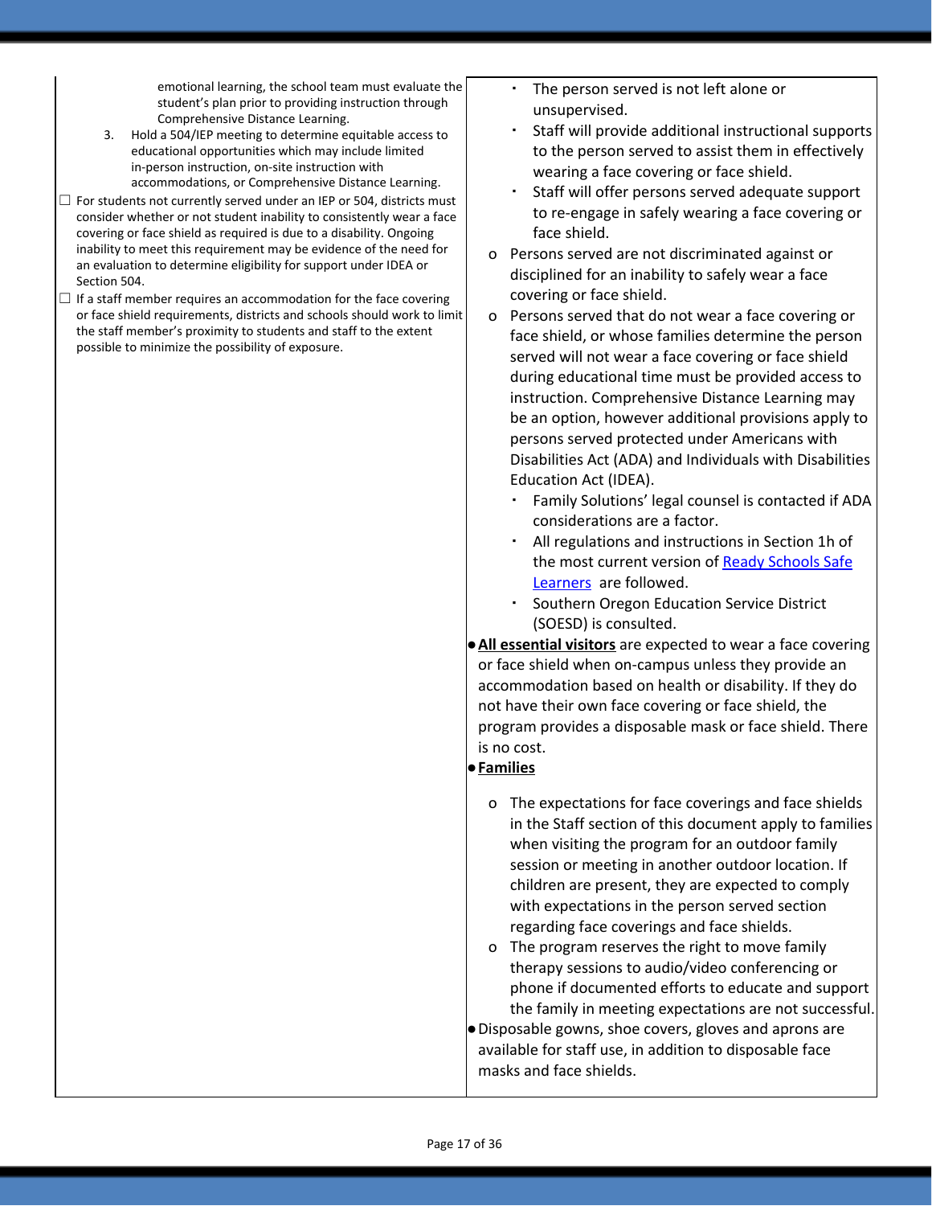emotional learning, the school team must evaluate the student's plan prior to providing instruction through Comprehensive Distance Learning.

3. Hold a 504/IEP meeting to determine equitable access to educational opportunities which may include limited in-person instruction, on-site instruction with accommodations, or Comprehensive Distance Learning.

☐ For students not currently served under an IEP or 504, districts must consider whether or not student inability to consistently wear a face covering or face shield as required is due to a disability. Ongoing inability to meet this requirement may be evidence of the need for an evaluation to determine eligibility for support under IDEA or Section 504.

☐ If a staff member requires an accommodation for the face covering or face shield requirements, districts and schools should work to limit the staff member's proximity to students and staff to the extent possible to minimize the possibility of exposure.

- The person served is not left alone or unsupervised.
- Staff will provide additional instructional supports to the person served to assist them in effectively wearing a face covering or face shield.
- Staff will offer persons served adequate support to re-engage in safely wearing a face covering or face shield.

  - Persons served are not discriminated against or disciplined for an inability to safely wear a face covering or face shield.
  - Persons served that do not wear a face covering or face shield, or whose families determine the person served will not wear a face covering or face shield during educational time must be provided access to instruction. Comprehensive Distance Learning may be an option, however additional provisions apply to persons served protected under Americans with Disabilities Act (ADA) and Individuals with Disabilities Education Act (IDEA).
    - Family Solutions' legal counsel is contacted if ADA considerations are a factor.
    - All regulations and instructions in Section 1h of the most current version of Ready Schools Safe Learners are followed.
    - Southern Oregon Education Service District (SOESD) is consulted.

- **All essential visitors** are expected to wear a face covering or face shield when on-campus unless they provide an accommodation based on health or disability. If they do not have their own face covering or face shield, the program provides a disposable mask or face shield. There is no cost.
- **Families**
  - The expectations for face coverings and face shields in the Staff section of this document apply to families when visiting the program for an outdoor family session or meeting in another outdoor location. If children are present, they are expected to comply with expectations in the person served section regarding face coverings and face shields.
  - The program reserves the right to move family therapy sessions to audio/video conferencing or phone if documented efforts to educate and support the family in meeting expectations are not successful.
- Disposable gowns, shoe covers, gloves and aprons are available for staff use, in addition to disposable face masks and face shields.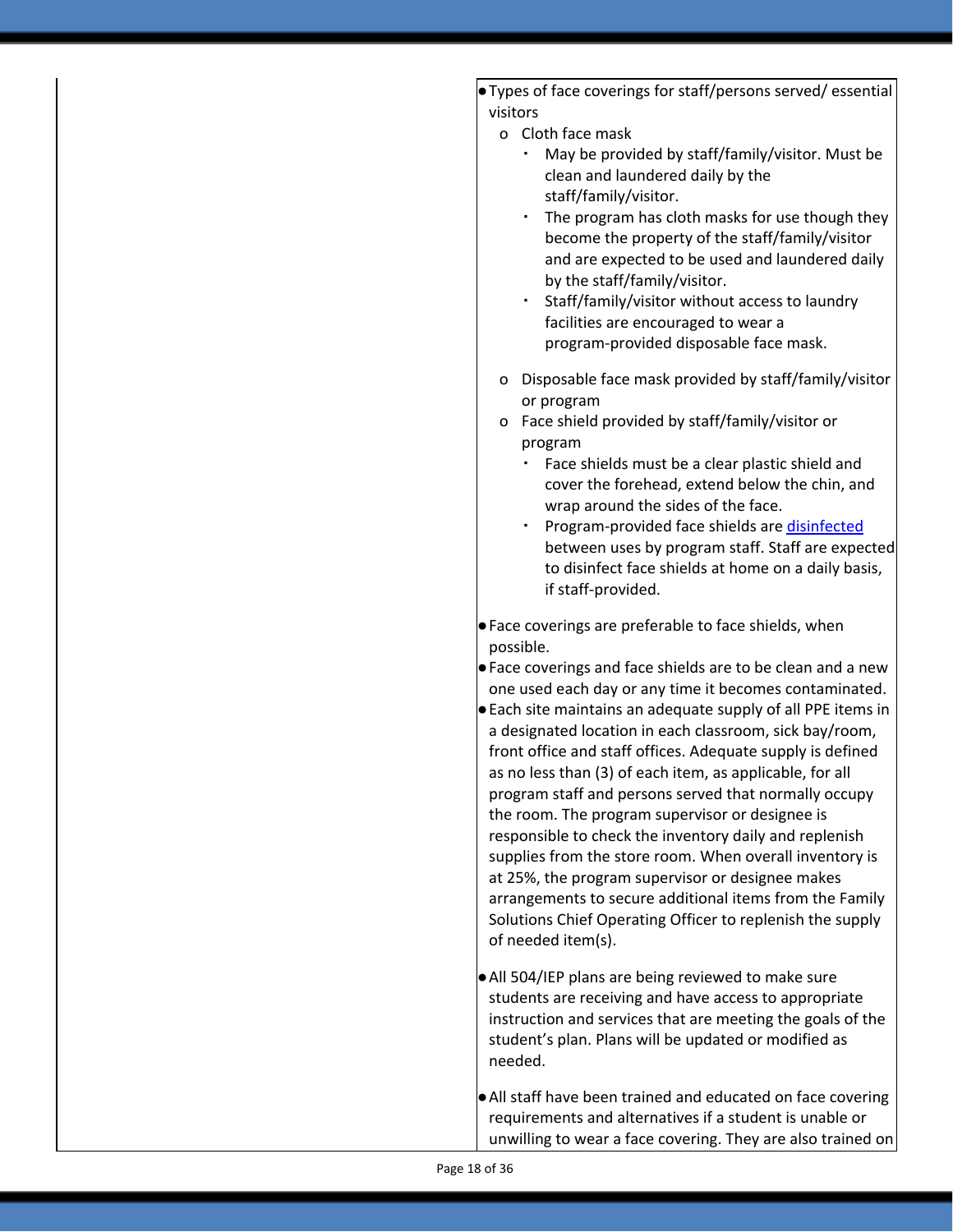- Types of face coverings for staff/persons served/ essential visitors
  - Cloth face mask
    - May be provided by staff/family/visitor. Must be clean and laundered daily by the staff/family/visitor.
    - The program has cloth masks for use though they become the property of the staff/family/visitor and are expected to be used and laundered daily by the staff/family/visitor.
    - Staff/family/visitor without access to laundry facilities are encouraged to wear a program-provided disposable face mask.
  - Disposable face mask provided by staff/family/visitor or program
  - Face shield provided by staff/family/visitor or program
    - Face shields must be a clear plastic shield and cover the forehead, extend below the chin, and wrap around the sides of the face.
    - Program-provided face shields are disinfected between uses by program staff. Staff are expected to disinfect face shields at home on a daily basis, if staff-provided.
- Face coverings are preferable to face shields, when possible.
- Face coverings and face shields are to be clean and a new one used each day or any time it becomes contaminated.
- Each site maintains an adequate supply of all PPE items in a designated location in each classroom, sick bay/room, front office and staff offices. Adequate supply is defined as no less than (3) of each item, as applicable, for all program staff and persons served that normally occupy the room. The program supervisor or designee is responsible to check the inventory daily and replenish supplies from the store room. When overall inventory is at 25%, the program supervisor or designee makes arrangements to secure additional items from the Family Solutions Chief Operating Officer to replenish the supply of needed item(s).
- All 504/IEP plans are being reviewed to make sure students are receiving and have access to appropriate instruction and services that are meeting the goals of the student's plan. Plans will be updated or modified as needed.
- All staff have been trained and educated on face covering requirements and alternatives if a student is unable or unwilling to wear a face covering. They are also trained on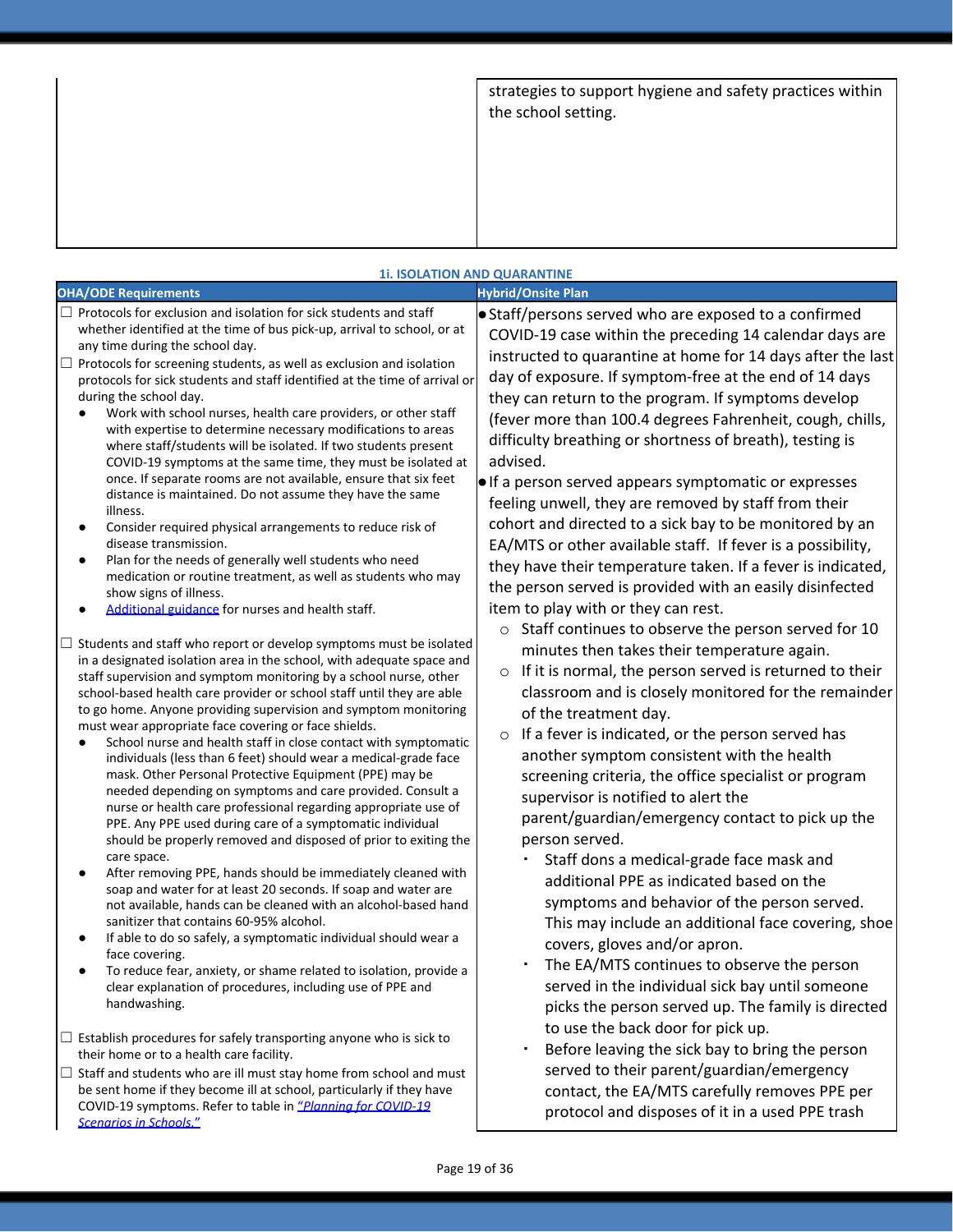| | |
|---|---|
| | strategies to support hygiene and safety practices within the school setting. |

**1i. ISOLATION AND QUARANTINE**

| OHA/ODE Requirements | Hybrid/Onsite Plan |
|---|---|
| ☐ Protocols for exclusion and isolation for sick students and staff whether identified at the time of bus pick-up, arrival to school, or at any time during the school day.<br>☐ Protocols for screening students, as well as exclusion and isolation protocols for sick students and staff identified at the time of arrival or during the school day.<br>● Work with school nurses, health care providers, or other staff with expertise to determine necessary modifications to areas where staff/students will be isolated. If two students present COVID-19 symptoms at the same time, they must be isolated at once. If separate rooms are not available, ensure that six feet distance is maintained. Do not assume they have the same illness.<br>● Consider required physical arrangements to reduce risk of disease transmission.<br>● Plan for the needs of generally well students who need medication or routine treatment, as well as students who may show signs of illness.<br>● [Additional guidance](#) for nurses and health staff.<br><br>☐ Students and staff who report or develop symptoms must be isolated in a designated isolation area in the school, with adequate space and staff supervision and symptom monitoring by a school nurse, other school-based health care provider or school staff until they are able to go home. Anyone providing supervision and symptom monitoring must wear appropriate face covering or face shields.<br>● School nurse and health staff in close contact with symptomatic individuals (less than 6 feet) should wear a medical-grade face mask. Other Personal Protective Equipment (PPE) may be needed depending on symptoms and care provided. Consult a nurse or health care professional regarding appropriate use of PPE. Any PPE used during care of a symptomatic individual should be properly removed and disposed of prior to exiting the care space.<br>● After removing PPE, hands should be immediately cleaned with soap and water for at least 20 seconds. If soap and water are not available, hands can be cleaned with an alcohol-based hand sanitizer that contains 60-95% alcohol.<br>● If able to do so safely, a symptomatic individual should wear a face covering.<br>● To reduce fear, anxiety, or shame related to isolation, provide a clear explanation of procedures, including use of PPE and handwashing.<br><br>☐ Establish procedures for safely transporting anyone who is sick to their home or to a health care facility.<br>☐ Staff and students who are ill must stay home from school and must be sent home if they become ill at school, particularly if they have COVID-19 symptoms. Refer to table in *["Planning for COVID-19 Scenarios in Schools."](#)* | ● Staff/persons served who are exposed to a confirmed COVID-19 case within the preceding 14 calendar days are instructed to quarantine at home for 14 days after the last day of exposure. If symptom-free at the end of 14 days they can return to the program. If symptoms develop (fever more than 100.4 degrees Fahrenheit, cough, chills, difficulty breathing or shortness of breath), testing is advised.<br>● If a person served appears symptomatic or expresses feeling unwell, they are removed by staff from their cohort and directed to a sick bay to be monitored by an EA/MTS or other available staff. If fever is a possibility, they have their temperature taken. If a fever is indicated, the person served is provided with an easily disinfected item to play with or they can rest.<br>○ Staff continues to observe the person served for 10 minutes then takes their temperature again.<br>○ If it is normal, the person served is returned to their classroom and is closely monitored for the remainder of the treatment day.<br>○ If a fever is indicated, or the person served has another symptom consistent with the health screening criteria, the office specialist or program supervisor is notified to alert the parent/guardian/emergency contact to pick up the person served.<br>▪ Staff dons a medical-grade face mask and additional PPE as indicated based on the symptoms and behavior of the person served. This may include an additional face covering, shoe covers, gloves and/or apron.<br>▪ The EA/MTS continues to observe the person served in the individual sick bay until someone picks the person served up. The family is directed to use the back door for pick up.<br>▪ Before leaving the sick bay to bring the person served to their parent/guardian/emergency contact, the EA/MTS carefully removes PPE per protocol and disposes of it in a used PPE trash |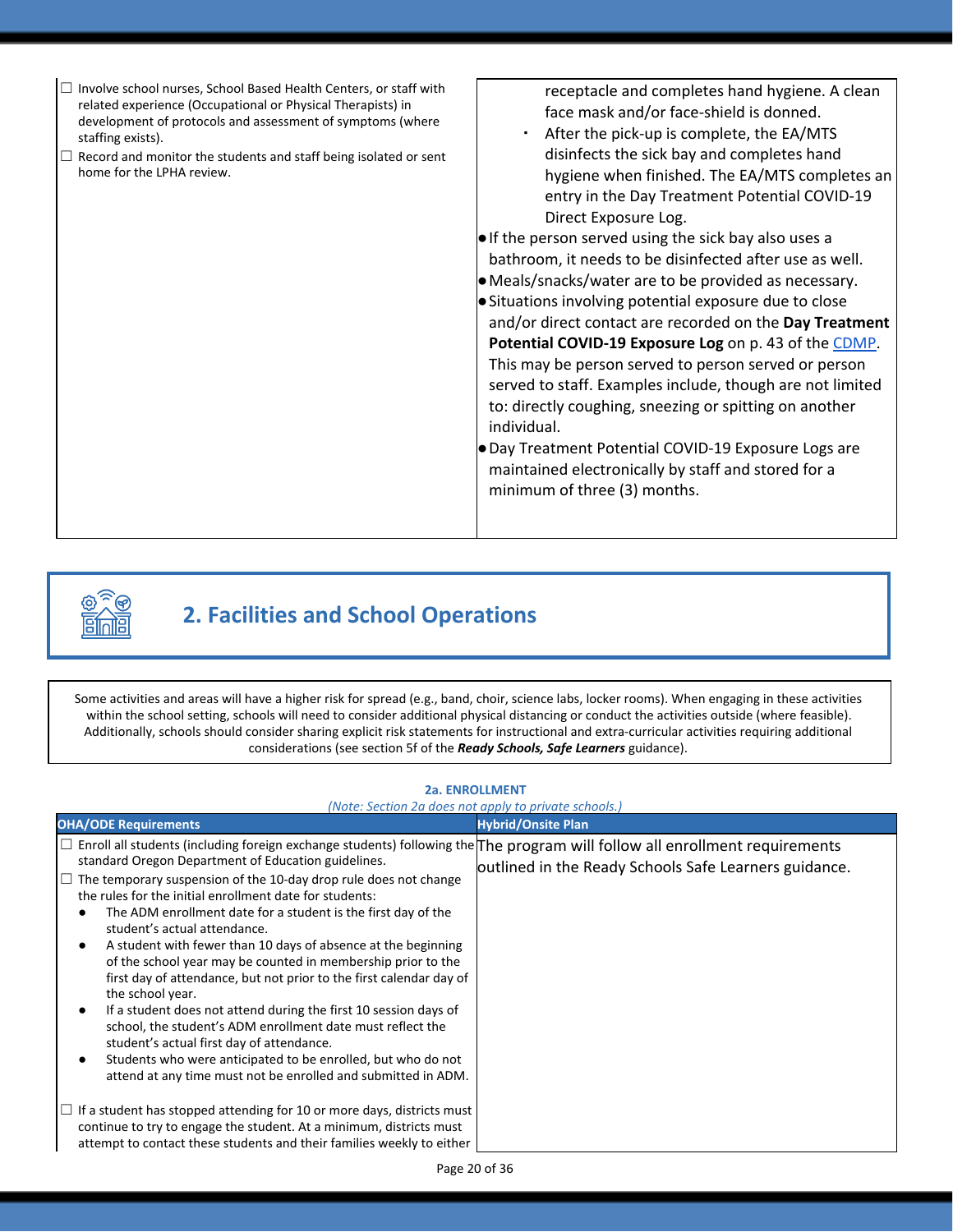| | |
|---|---|
| ☐ Involve school nurses, School Based Health Centers, or staff with related experience (Occupational or Physical Therapists) in development of protocols and assessment of symptoms (where staffing exists).<br>☐ Record and monitor the students and staff being isolated or sent home for the LPHA review. | receptacle and completes hand hygiene. A clean face mask and/or face-shield is donned.<br>▪ After the pick-up is complete, the EA/MTS disinfects the sick bay and completes hand hygiene when finished. The EA/MTS completes an entry in the Day Treatment Potential COVID-19 Direct Exposure Log.<br>● If the person served using the sick bay also uses a bathroom, it needs to be disinfected after use as well.<br>● Meals/snacks/water are to be provided as necessary.<br>● Situations involving potential exposure due to close and/or direct contact are recorded on the **Day Treatment Potential COVID-19 Exposure Log** on p. 43 of the CDMP. This may be person served to person served or person served to staff. Examples include, though are not limited to: directly coughing, sneezing or spitting on another individual.<br>● Day Treatment Potential COVID-19 Exposure Logs are maintained electronically by staff and stored for a minimum of three (3) months. |

## 2. Facilities and School Operations

Some activities and areas will have a higher risk for spread (e.g., band, choir, science labs, locker rooms). When engaging in these activities within the school setting, schools will need to consider additional physical distancing or conduct the activities outside (where feasible). Additionally, schools should consider sharing explicit risk statements for instructional and extra-curricular activities requiring additional considerations (see section 5f of the ***Ready Schools, Safe Learners*** guidance).

### 2a. ENROLLMENT

*(Note: Section 2a does not apply to private schools.)*

| OHA/ODE Requirements | Hybrid/Onsite Plan |
|---|---|
| ☐ Enroll all students (including foreign exchange students) following the standard Oregon Department of Education guidelines.<br>☐ The temporary suspension of the 10-day drop rule does not change the rules for the initial enrollment date for students:<br>● The ADM enrollment date for a student is the first day of the student's actual attendance.<br>● A student with fewer than 10 days of absence at the beginning of the school year may be counted in membership prior to the first day of attendance, but not prior to the first calendar day of the school year.<br>● If a student does not attend during the first 10 session days of school, the student's ADM enrollment date must reflect the student's actual first day of attendance.<br>● Students who were anticipated to be enrolled, but who do not attend at any time must not be enrolled and submitted in ADM.<br><br>☐ If a student has stopped attending for 10 or more days, districts must continue to try to engage the student. At a minimum, districts must attempt to contact these students and their families weekly to either | The program will follow all enrollment requirements outlined in the Ready Schools Safe Learners guidance. |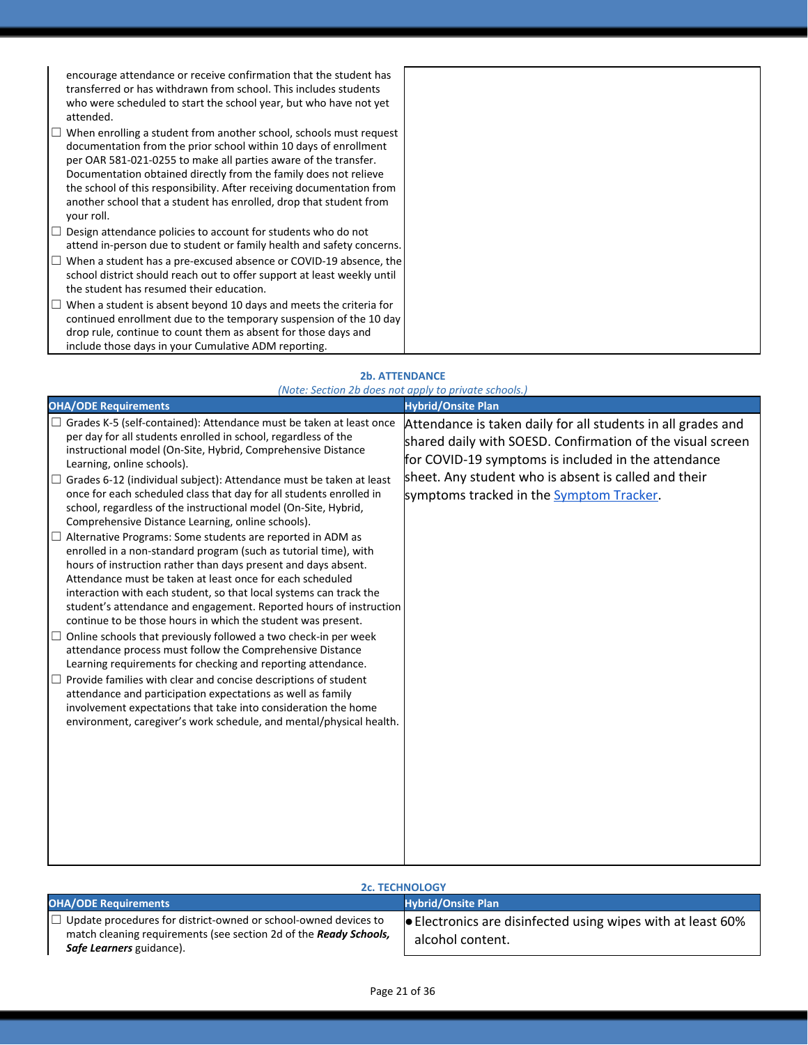| | |
|---|---|
| encourage attendance or receive confirmation that the student has transferred or has withdrawn from school. This includes students who were scheduled to start the school year, but who have not yet attended.<br>☐ When enrolling a student from another school, schools must request documentation from the prior school within 10 days of enrollment per OAR 581-021-0255 to make all parties aware of the transfer. Documentation obtained directly from the family does not relieve the school of this responsibility. After receiving documentation from another school that a student has enrolled, drop that student from your roll.<br>☐ Design attendance policies to account for students who do not attend in-person due to student or family health and safety concerns.<br>☐ When a student has a pre-excused absence or COVID-19 absence, the school district should reach out to offer support at least weekly until the student has resumed their education.<br>☐ When a student is absent beyond 10 days and meets the criteria for continued enrollment due to the temporary suspension of the 10 day drop rule, continue to count them as absent for those days and include those days in your Cumulative ADM reporting. | |

**2b. ATTENDANCE**

*(Note: Section 2b does not apply to private schools.)*

| OHA/ODE Requirements | Hybrid/Onsite Plan |
|---|---|
| ☐ Grades K-5 (self-contained): Attendance must be taken at least once per day for all students enrolled in school, regardless of the instructional model (On-Site, Hybrid, Comprehensive Distance Learning, online schools).<br>☐ Grades 6-12 (individual subject): Attendance must be taken at least once for each scheduled class that day for all students enrolled in school, regardless of the instructional model (On-Site, Hybrid, Comprehensive Distance Learning, online schools).<br>☐ Alternative Programs: Some students are reported in ADM as enrolled in a non-standard program (such as tutorial time), with hours of instruction rather than days present and days absent. Attendance must be taken at least once for each scheduled interaction with each student, so that local systems can track the student's attendance and engagement. Reported hours of instruction continue to be those hours in which the student was present.<br>☐ Online schools that previously followed a two check-in per week attendance process must follow the Comprehensive Distance Learning requirements for checking and reporting attendance.<br>☐ Provide families with clear and concise descriptions of student attendance and participation expectations as well as family involvement expectations that take into consideration the home environment, caregiver's work schedule, and mental/physical health. | Attendance is taken daily for all students in all grades and shared daily with SOESD. Confirmation of the visual screen for COVID-19 symptoms is included in the attendance sheet. Any student who is absent is called and their symptoms tracked in the Symptom Tracker. |

**2c. TECHNOLOGY**

| OHA/ODE Requirements | Hybrid/Onsite Plan |
|---|---|
| ☐ Update procedures for district-owned or school-owned devices to match cleaning requirements (see section 2d of the ***Ready Schools, Safe Learners*** guidance). | • Electronics are disinfected using wipes with at least 60% alcohol content. |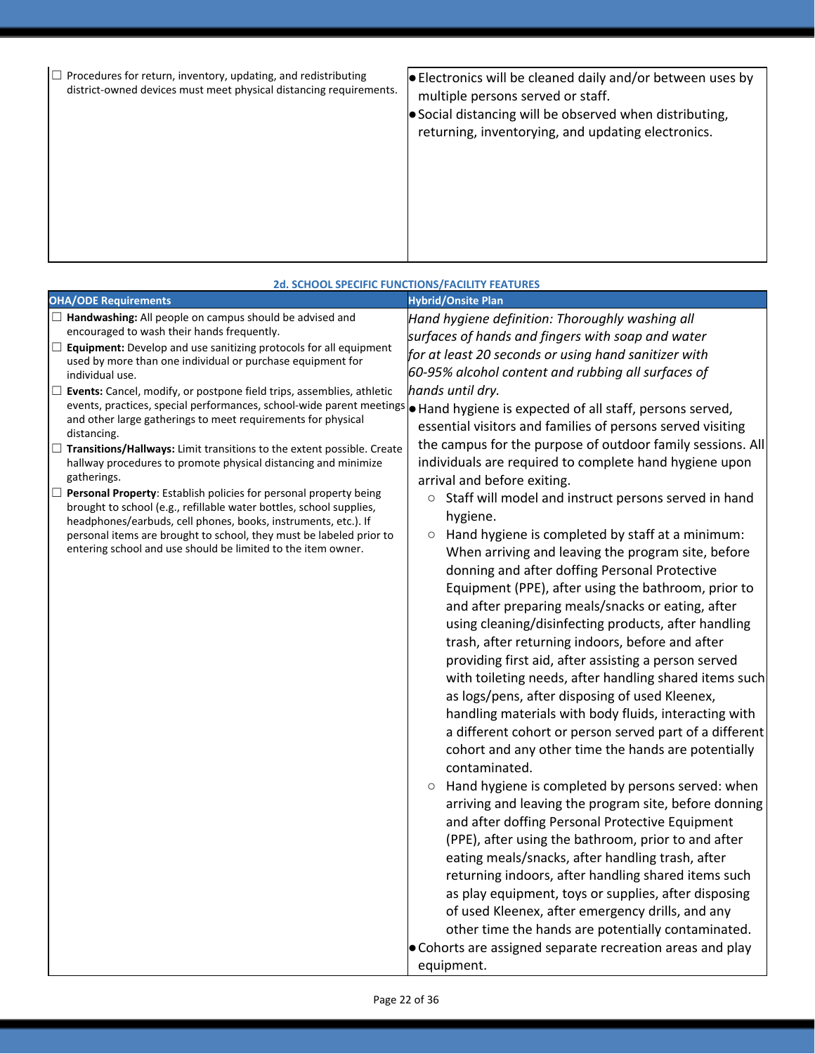| | |
|---|---|
| ☐ Procedures for return, inventory, updating, and redistributing district-owned devices must meet physical distancing requirements. | • Electronics will be cleaned daily and/or between uses by multiple persons served or staff.<br>• Social distancing will be observed when distributing, returning, inventorying, and updating electronics. |

**2d. SCHOOL SPECIFIC FUNCTIONS/FACILITY FEATURES**

| OHA/ODE Requirements | Hybrid/Onsite Plan |
|---|---|
| ☐ **Handwashing:** All people on campus should be advised and encouraged to wash their hands frequently.<br>☐ **Equipment:** Develop and use sanitizing protocols for all equipment used by more than one individual or purchase equipment for individual use.<br>☐ **Events:** Cancel, modify, or postpone field trips, assemblies, athletic events, practices, special performances, school-wide parent meetings and other large gatherings to meet requirements for physical distancing.<br>☐ **Transitions/Hallways:** Limit transitions to the extent possible. Create hallway procedures to promote physical distancing and minimize gatherings.<br>☐ **Personal Property**: Establish policies for personal property being brought to school (e.g., refillable water bottles, school supplies, headphones/earbuds, cell phones, books, instruments, etc.). If personal items are brought to school, they must be labeled prior to entering school and use should be limited to the item owner. | *Hand hygiene definition: Thoroughly washing all surfaces of hands and fingers with soap and water for at least 20 seconds or using hand sanitizer with 60-95% alcohol content and rubbing all surfaces of hands until dry.*<br>• Hand hygiene is expected of all staff, persons served, essential visitors and families of persons served visiting the campus for the purpose of outdoor family sessions. All individuals are required to complete hand hygiene upon arrival and before exiting.<br>  ○ Staff will model and instruct persons served in hand hygiene.<br>  ○ Hand hygiene is completed by staff at a minimum: When arriving and leaving the program site, before donning and after doffing Personal Protective Equipment (PPE), after using the bathroom, prior to and after preparing meals/snacks or eating, after using cleaning/disinfecting products, after handling trash, after returning indoors, before and after providing first aid, after assisting a person served with toileting needs, after handling shared items such as logs/pens, after disposing of used Kleenex, handling materials with body fluids, interacting with a different cohort or person served part of a different cohort and any other time the hands are potentially contaminated.<br>  ○ Hand hygiene is completed by persons served: when arriving and leaving the program site, before donning and after doffing Personal Protective Equipment (PPE), after using the bathroom, prior to and after eating meals/snacks, after handling trash, after returning indoors, after handling shared items such as play equipment, toys or supplies, after disposing of used Kleenex, after emergency drills, and any other time the hands are potentially contaminated.<br>• Cohorts are assigned separate recreation areas and play equipment. |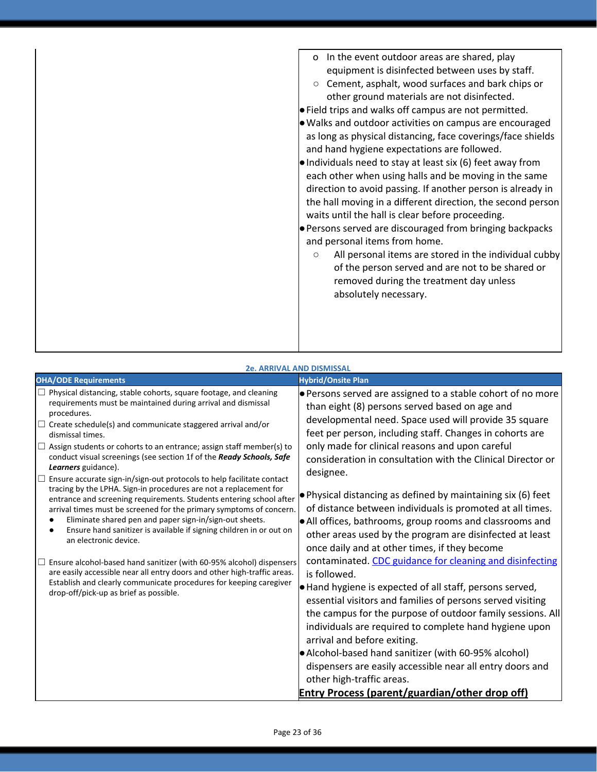| | |
|---|---|
| | o In the event outdoor areas are shared, play equipment is disinfected between uses by staff.<br>○ Cement, asphalt, wood surfaces and bark chips or other ground materials are not disinfected.<br>● Field trips and walks off campus are not permitted.<br>● Walks and outdoor activities on campus are encouraged as long as physical distancing, face coverings/face shields and hand hygiene expectations are followed.<br>● Individuals need to stay at least six (6) feet away from each other when using halls and be moving in the same direction to avoid passing. If another person is already in the hall moving in a different direction, the second person waits until the hall is clear before proceeding.<br>● Persons served are discouraged from bringing backpacks and personal items from home.<br>○ All personal items are stored in the individual cubby of the person served and are not to be shared or removed during the treatment day unless absolutely necessary. |

**2e. ARRIVAL AND DISMISSAL**

| OHA/ODE Requirements | Hybrid/Onsite Plan |
|---|---|
| ☐ Physical distancing, stable cohorts, square footage, and cleaning requirements must be maintained during arrival and dismissal procedures.<br>☐ Create schedule(s) and communicate staggered arrival and/or dismissal times.<br>☐ Assign students or cohorts to an entrance; assign staff member(s) to conduct visual screenings (see section 1f of the ***Ready Schools, Safe Learners*** guidance).<br>☐ Ensure accurate sign-in/sign-out protocols to help facilitate contact tracing by the LPHA. Sign-in procedures are not a replacement for entrance and screening requirements. Students entering school after arrival times must be screened for the primary symptoms of concern.<br>● Eliminate shared pen and paper sign-in/sign-out sheets.<br>● Ensure hand sanitizer is available if signing children in or out on an electronic device.<br><br>☐ Ensure alcohol-based hand sanitizer (with 60-95% alcohol) dispensers are easily accessible near all entry doors and other high-traffic areas. Establish and clearly communicate procedures for keeping caregiver drop-off/pick-up as brief as possible. | ● Persons served are assigned to a stable cohort of no more than eight (8) persons served based on age and developmental need. Space used will provide 35 square feet per person, including staff. Changes in cohorts are only made for clinical reasons and upon careful consideration in consultation with the Clinical Director or designee.<br><br>● Physical distancing as defined by maintaining six (6) feet of distance between individuals is promoted at all times.<br>● All offices, bathrooms, group rooms and classrooms and other areas used by the program are disinfected at least once daily and at other times, if they become contaminated. [CDC guidance for cleaning and disinfecting]() is followed.<br>● Hand hygiene is expected of all staff, persons served, essential visitors and families of persons served visiting the campus for the purpose of outdoor family sessions. All individuals are required to complete hand hygiene upon arrival and before exiting.<br>● Alcohol-based hand sanitizer (with 60-95% alcohol) dispensers are easily accessible near all entry doors and other high-traffic areas.<br>**<u>Entry Process (parent/guardian/other drop off)</u>** |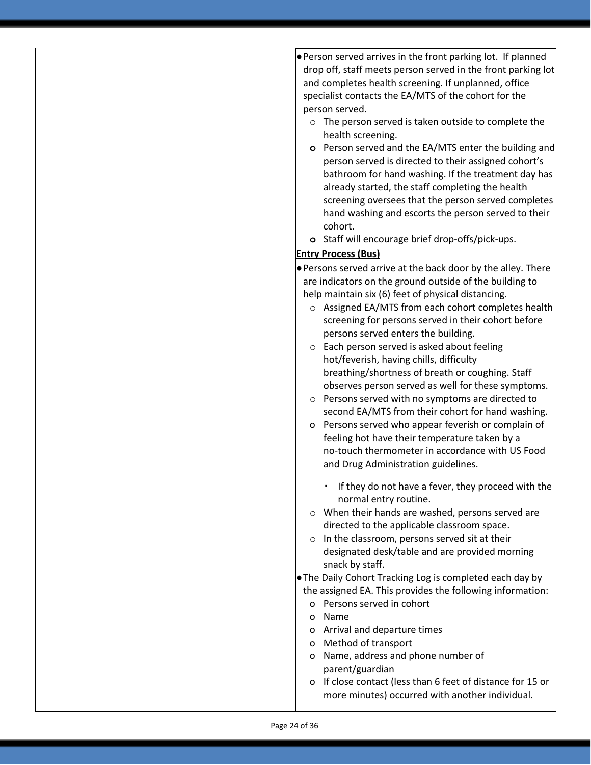- Person served arrives in the front parking lot. If planned drop off, staff meets person served in the front parking lot and completes health screening. If unplanned, office specialist contacts the EA/MTS of the cohort for the person served.
  - The person served is taken outside to complete the health screening.
  - Person served and the EA/MTS enter the building and person served is directed to their assigned cohort's bathroom for hand washing. If the treatment day has already started, the staff completing the health screening oversees that the person served completes hand washing and escorts the person served to their cohort.
  - Staff will encourage brief drop-offs/pick-ups.

**Entry Process (Bus)**

- Persons served arrive at the back door by the alley. There are indicators on the ground outside of the building to help maintain six (6) feet of physical distancing.
  - Assigned EA/MTS from each cohort completes health screening for persons served in their cohort before persons served enters the building.
  - Each person served is asked about feeling hot/feverish, having chills, difficulty breathing/shortness of breath or coughing. Staff observes person served as well for these symptoms.
  - Persons served with no symptoms are directed to second EA/MTS from their cohort for hand washing.
  - Persons served who appear feverish or complain of feeling hot have their temperature taken by a no-touch thermometer in accordance with US Food and Drug Administration guidelines.
    - If they do not have a fever, they proceed with the normal entry routine.
  - When their hands are washed, persons served are directed to the applicable classroom space.
  - In the classroom, persons served sit at their designated desk/table and are provided morning snack by staff.
- The Daily Cohort Tracking Log is completed each day by the assigned EA. This provides the following information:
  - Persons served in cohort
  - Name
  - Arrival and departure times
  - Method of transport
  - Name, address and phone number of parent/guardian
  - If close contact (less than 6 feet of distance for 15 or more minutes) occurred with another individual.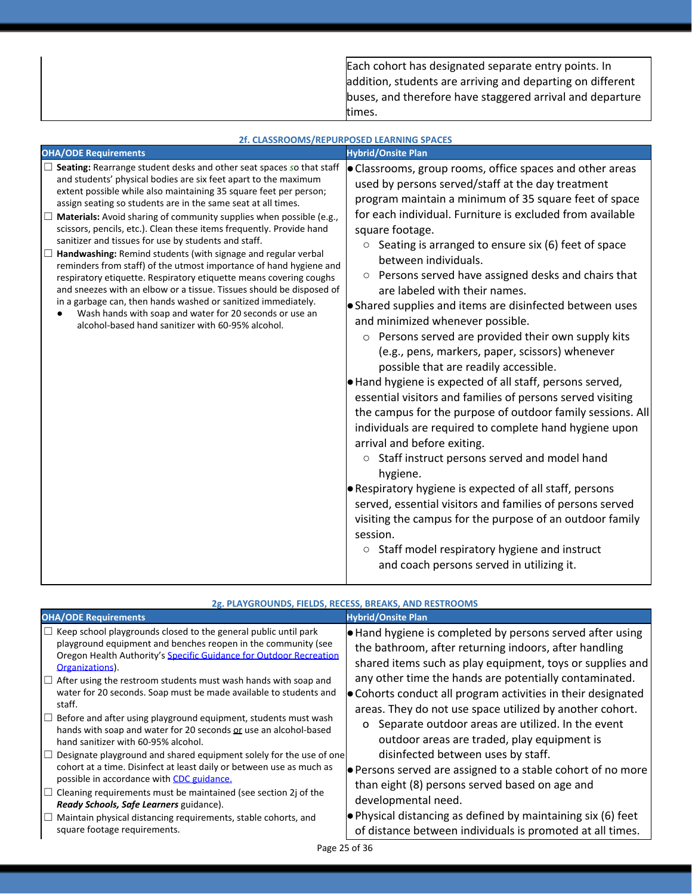| | |
|---|---|
| | Each cohort has designated separate entry points. In addition, students are arriving and departing on different buses, and therefore have staggered arrival and departure times. |

### 2f. CLASSROOMS/REPURPOSED LEARNING SPACES

| OHA/ODE Requirements | Hybrid/Onsite Plan |
|---|---|
| ☐ **Seating:** Rearrange student desks and other seat spaces so that staff and students' physical bodies are six feet apart to the maximum extent possible while also maintaining 35 square feet per person; assign seating so students are in the same seat at all times.<br>☐ **Materials:** Avoid sharing of community supplies when possible (e.g., scissors, pencils, etc.). Clean these items frequently. Provide hand sanitizer and tissues for use by students and staff.<br>☐ **Handwashing:** Remind students (with signage and regular verbal reminders from staff) of the utmost importance of hand hygiene and respiratory etiquette. Respiratory etiquette means covering coughs and sneezes with an elbow or a tissue. Tissues should be disposed of in a garbage can, then hands washed or sanitized immediately.<br>● Wash hands with soap and water for 20 seconds or use an alcohol-based hand sanitizer with 60-95% alcohol. | ● Classrooms, group rooms, office spaces and other areas used by persons served/staff at the day treatment program maintain a minimum of 35 square feet of space for each individual. Furniture is excluded from available square footage.<br>○ Seating is arranged to ensure six (6) feet of space between individuals.<br>○ Persons served have assigned desks and chairs that are labeled with their names.<br>● Shared supplies and items are disinfected between uses and minimized whenever possible.<br>○ Persons served are provided their own supply kits (e.g., pens, markers, paper, scissors) whenever possible that are readily accessible.<br>● Hand hygiene is expected of all staff, persons served, essential visitors and families of persons served visiting the campus for the purpose of outdoor family sessions. All individuals are required to complete hand hygiene upon arrival and before exiting.<br>○ Staff instruct persons served and model hand hygiene.<br>● Respiratory hygiene is expected of all staff, persons served, essential visitors and families of persons served visiting the campus for the purpose of an outdoor family session.<br>○ Staff model respiratory hygiene and instruct and coach persons served in utilizing it. |

### 2g. PLAYGROUNDS, FIELDS, RECESS, BREAKS, AND RESTROOMS

| OHA/ODE Requirements | Hybrid/Onsite Plan |
|---|---|
| ☐ Keep school playgrounds closed to the general public until park playground equipment and benches reopen in the community (see Oregon Health Authority's Specific Guidance for Outdoor Recreation Organizations).<br>☐ After using the restroom students must wash hands with soap and water for 20 seconds. Soap must be made available to students and staff.<br>☐ Before and after using playground equipment, students must wash hands with soap and water for 20 seconds or use an alcohol-based hand sanitizer with 60-95% alcohol.<br>☐ Designate playground and shared equipment solely for the use of one cohort at a time. Disinfect at least daily or between use as much as possible in accordance with CDC guidance.<br>☐ Cleaning requirements must be maintained (see section 2j of the ***Ready Schools, Safe Learners*** guidance).<br>☐ Maintain physical distancing requirements, stable cohorts, and square footage requirements. | ● Hand hygiene is completed by persons served after using the bathroom, after returning indoors, after handling shared items such as play equipment, toys or supplies and any other time the hands are potentially contaminated.<br>● Cohorts conduct all program activities in their designated areas. They do not use space utilized by another cohort.<br>o Separate outdoor areas are utilized. In the event outdoor areas are traded, play equipment is disinfected between uses by staff.<br>● Persons served are assigned to a stable cohort of no more than eight (8) persons served based on age and developmental need.<br>● Physical distancing as defined by maintaining six (6) feet of distance between individuals is promoted at all times. |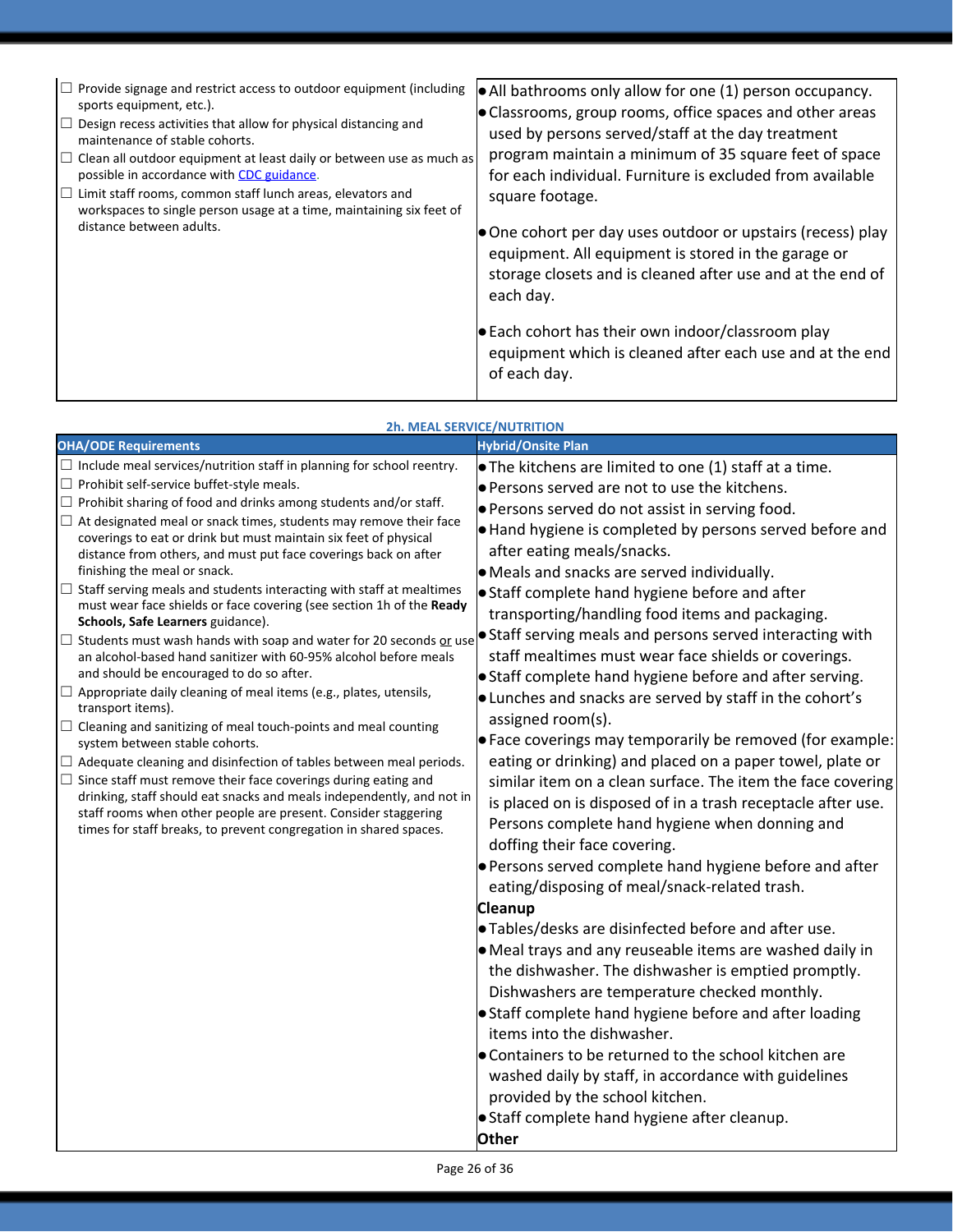| | |
|---|---|
| ☐ Provide signage and restrict access to outdoor equipment (including sports equipment, etc.).<br>☐ Design recess activities that allow for physical distancing and maintenance of stable cohorts.<br>☐ Clean all outdoor equipment at least daily or between use as much as possible in accordance with CDC guidance.<br>☐ Limit staff rooms, common staff lunch areas, elevators and workspaces to single person usage at a time, maintaining six feet of distance between adults. | • All bathrooms only allow for one (1) person occupancy.<br>• Classrooms, group rooms, office spaces and other areas used by persons served/staff at the day treatment program maintain a minimum of 35 square feet of space for each individual. Furniture is excluded from available square footage.<br><br>• One cohort per day uses outdoor or upstairs (recess) play equipment. All equipment is stored in the garage or storage closets and is cleaned after use and at the end of each day.<br><br>• Each cohort has their own indoor/classroom play equipment which is cleaned after each use and at the end of each day. |

**2h. MEAL SERVICE/NUTRITION**

| OHA/ODE Requirements | Hybrid/Onsite Plan |
|---|---|
| ☐ Include meal services/nutrition staff in planning for school reentry.<br>☐ Prohibit self-service buffet-style meals.<br>☐ Prohibit sharing of food and drinks among students and/or staff.<br>☐ At designated meal or snack times, students may remove their face coverings to eat or drink but must maintain six feet of physical distance from others, and must put face coverings back on after finishing the meal or snack.<br>☐ Staff serving meals and students interacting with staff at mealtimes must wear face shields or face covering (see section 1h of the **Ready Schools, Safe Learners** guidance).<br>☐ Students must wash hands with soap and water for 20 seconds or use an alcohol-based hand sanitizer with 60-95% alcohol before meals and should be encouraged to do so after.<br>☐ Appropriate daily cleaning of meal items (e.g., plates, utensils, transport items).<br>☐ Cleaning and sanitizing of meal touch-points and meal counting system between stable cohorts.<br>☐ Adequate cleaning and disinfection of tables between meal periods.<br>☐ Since staff must remove their face coverings during eating and drinking, staff should eat snacks and meals independently, and not in staff rooms when other people are present. Consider staggering times for staff breaks, to prevent congregation in shared spaces. | • The kitchens are limited to one (1) staff at a time.<br>• Persons served are not to use the kitchens.<br>• Persons served do not assist in serving food.<br>• Hand hygiene is completed by persons served before and after eating meals/snacks.<br>• Meals and snacks are served individually.<br>• Staff complete hand hygiene before and after transporting/handling food items and packaging.<br>• Staff serving meals and persons served interacting with staff mealtimes must wear face shields or coverings.<br>• Staff complete hand hygiene before and after serving.<br>• Lunches and snacks are served by staff in the cohort's assigned room(s).<br>• Face coverings may temporarily be removed (for example: eating or drinking) and placed on a paper towel, plate or similar item on a clean surface. The item the face covering is placed on is disposed of in a trash receptacle after use. Persons complete hand hygiene when donning and doffing their face covering.<br>• Persons served complete hand hygiene before and after eating/disposing of meal/snack-related trash.<br>**Cleanup**<br>• Tables/desks are disinfected before and after use.<br>• Meal trays and any reuseable items are washed daily in the dishwasher. The dishwasher is emptied promptly. Dishwashers are temperature checked monthly.<br>• Staff complete hand hygiene before and after loading items into the dishwasher.<br>• Containers to be returned to the school kitchen are washed daily by staff, in accordance with guidelines provided by the school kitchen.<br>• Staff complete hand hygiene after cleanup.<br>**Other** |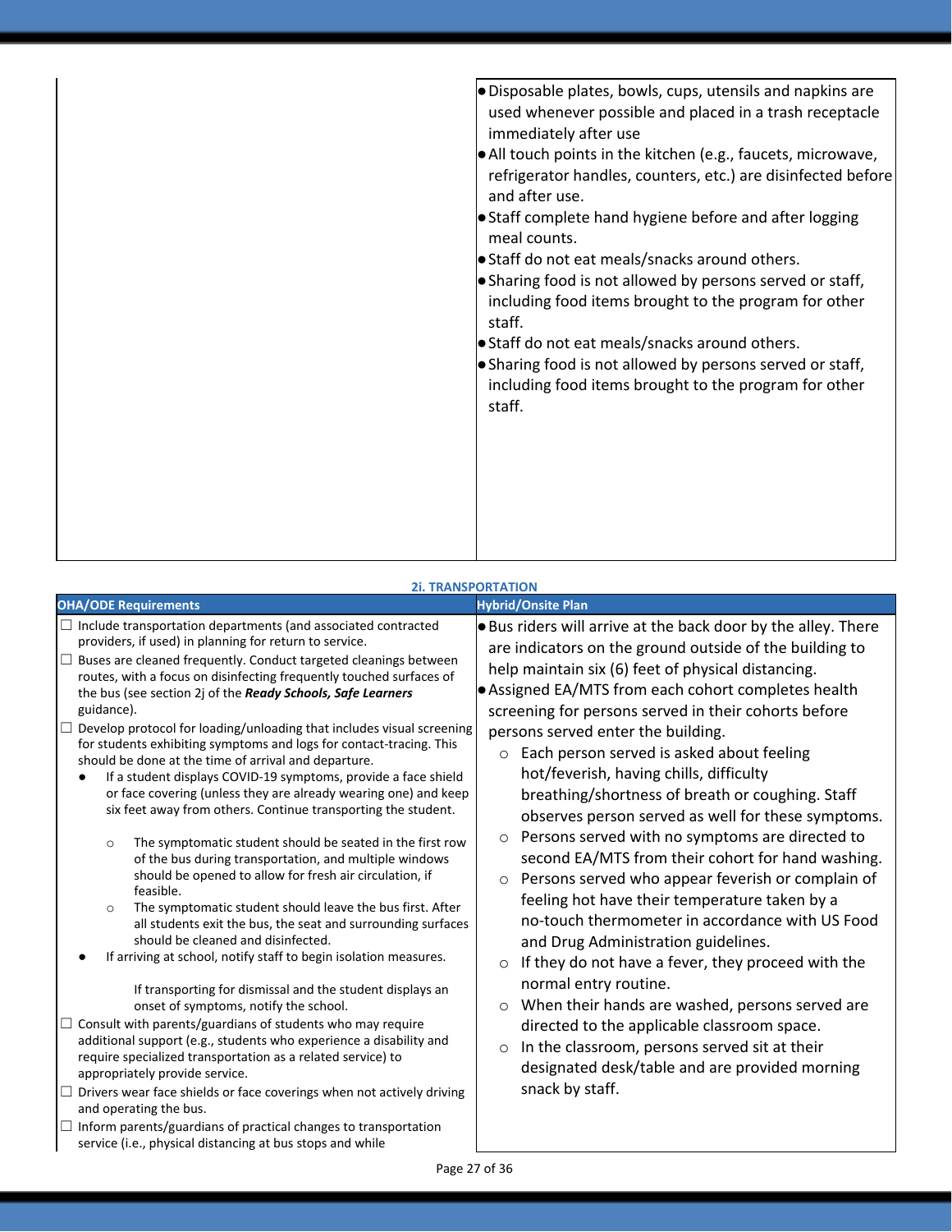| | |
|---|---|
| | • Disposable plates, bowls, cups, utensils and napkins are used whenever possible and placed in a trash receptacle immediately after use<br>• All touch points in the kitchen (e.g., faucets, microwave, refrigerator handles, counters, etc.) are disinfected before and after use.<br>• Staff complete hand hygiene before and after logging meal counts.<br>• Staff do not eat meals/snacks around others.<br>• Sharing food is not allowed by persons served or staff, including food items brought to the program for other staff.<br>• Staff do not eat meals/snacks around others.<br>• Sharing food is not allowed by persons served or staff, including food items brought to the program for other staff. |

**2i. TRANSPORTATION**

| OHA/ODE Requirements | Hybrid/Onsite Plan |
|---|---|
| ☐ Include transportation departments (and associated contracted providers, if used) in planning for return to service.<br>☐ Buses are cleaned frequently. Conduct targeted cleanings between routes, with a focus on disinfecting frequently touched surfaces of the bus (see section 2j of the ***Ready Schools, Safe Learners*** guidance).<br>☐ Develop protocol for loading/unloading that includes visual screening for students exhibiting symptoms and logs for contact-tracing. This should be done at the time of arrival and departure.<br>• If a student displays COVID-19 symptoms, provide a face shield or face covering (unless they are already wearing one) and keep six feet away from others. Continue transporting the student.<br>○ The symptomatic student should be seated in the first row of the bus during transportation, and multiple windows should be opened to allow for fresh air circulation, if feasible.<br>○ The symptomatic student should leave the bus first. After all students exit the bus, the seat and surrounding surfaces should be cleaned and disinfected.<br>• If arriving at school, notify staff to begin isolation measures.<br>If transporting for dismissal and the student displays an onset of symptoms, notify the school.<br>☐ Consult with parents/guardians of students who may require additional support (e.g., students who experience a disability and require specialized transportation as a related service) to appropriately provide service.<br>☐ Drivers wear face shields or face coverings when not actively driving and operating the bus.<br>☐ Inform parents/guardians of practical changes to transportation service (i.e., physical distancing at bus stops and while | • Bus riders will arrive at the back door by the alley. There are indicators on the ground outside of the building to help maintain six (6) feet of physical distancing.<br>• Assigned EA/MTS from each cohort completes health screening for persons served in their cohorts before persons served enter the building.<br>○ Each person served is asked about feeling hot/feverish, having chills, difficulty breathing/shortness of breath or coughing. Staff observes person served as well for these symptoms.<br>○ Persons served with no symptoms are directed to second EA/MTS from their cohort for hand washing.<br>○ Persons served who appear feverish or complain of feeling hot have their temperature taken by a no-touch thermometer in accordance with US Food and Drug Administration guidelines.<br>○ If they do not have a fever, they proceed with the normal entry routine.<br>○ When their hands are washed, persons served are directed to the applicable classroom space.<br>○ In the classroom, persons served sit at their designated desk/table and are provided morning snack by staff. |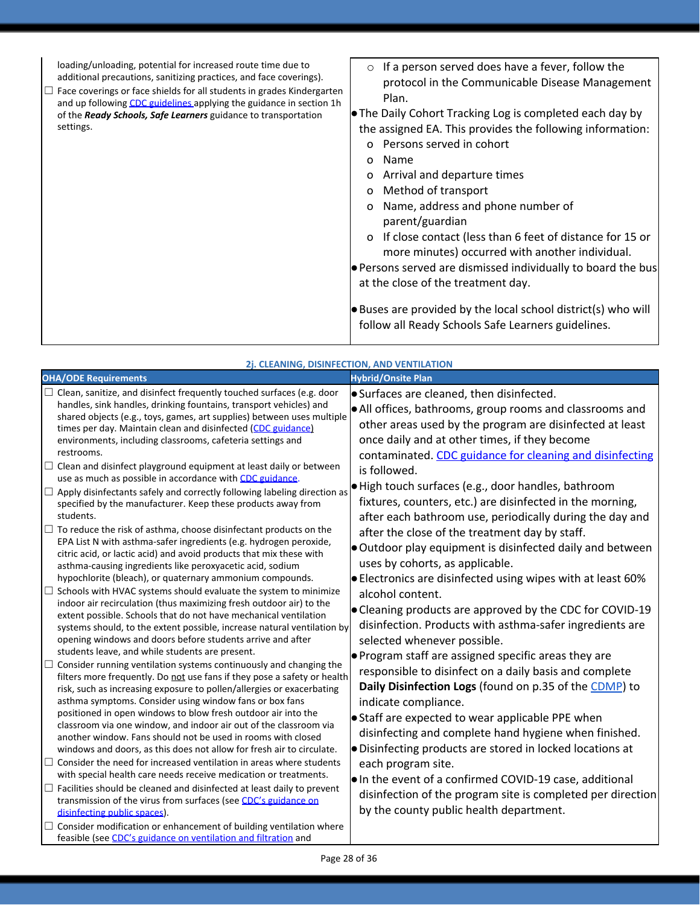| | |
|---|---|
| loading/unloading, potential for increased route time due to additional precautions, sanitizing practices, and face coverings).<br>☐ Face coverings or face shields for all students in grades Kindergarten and up following CDC guidelines applying the guidance in section 1h of the ***Ready Schools, Safe Learners*** guidance to transportation settings. | ○ If a person served does have a fever, follow the protocol in the Communicable Disease Management Plan.<br>● The Daily Cohort Tracking Log is completed each day by the assigned EA. This provides the following information:<br>o Persons served in cohort<br>o Name<br>o Arrival and departure times<br>o Method of transport<br>o Name, address and phone number of parent/guardian<br>o If close contact (less than 6 feet of distance for 15 or more minutes) occurred with another individual.<br>● Persons served are dismissed individually to board the bus at the close of the treatment day.<br><br>● Buses are provided by the local school district(s) who will follow all Ready Schools Safe Learners guidelines. |

**2j. CLEANING, DISINFECTION, AND VENTILATION**

| OHA/ODE Requirements | Hybrid/Onsite Plan |
|---|---|
| ☐ Clean, sanitize, and disinfect frequently touched surfaces (e.g. door handles, sink handles, drinking fountains, transport vehicles) and shared objects (e.g., toys, games, art supplies) between uses multiple times per day. Maintain clean and disinfected (CDC guidance) environments, including classrooms, cafeteria settings and restrooms.<br>☐ Clean and disinfect playground equipment at least daily or between use as much as possible in accordance with CDC guidance.<br>☐ Apply disinfectants safely and correctly following labeling direction as specified by the manufacturer. Keep these products away from students.<br>☐ To reduce the risk of asthma, choose disinfectant products on the EPA List N with asthma-safer ingredients (e.g. hydrogen peroxide, citric acid, or lactic acid) and avoid products that mix these with asthma-causing ingredients like peroxyacetic acid, sodium hypochlorite (bleach), or quaternary ammonium compounds.<br>☐ Schools with HVAC systems should evaluate the system to minimize indoor air recirculation (thus maximizing fresh outdoor air) to the extent possible. Schools that do not have mechanical ventilation systems should, to the extent possible, increase natural ventilation by opening windows and doors before students arrive and after students leave, and while students are present.<br>☐ Consider running ventilation systems continuously and changing the filters more frequently. Do not use fans if they pose a safety or health risk, such as increasing exposure to pollen/allergies or exacerbating asthma symptoms. Consider using window fans or box fans positioned in open windows to blow fresh outdoor air into the classroom via one window, and indoor air out of the classroom via another window. Fans should not be used in rooms with closed windows and doors, as this does not allow for fresh air to circulate.<br>☐ Consider the need for increased ventilation in areas where students with special health care needs receive medication or treatments.<br>☐ Facilities should be cleaned and disinfected at least daily to prevent transmission of the virus from surfaces (see CDC's guidance on disinfecting public spaces).<br>☐ Consider modification or enhancement of building ventilation where feasible (see CDC's guidance on ventilation and filtration and | ● Surfaces are cleaned, then disinfected.<br>● All offices, bathrooms, group rooms and classrooms and other areas used by the program are disinfected at least once daily and at other times, if they become contaminated. CDC guidance for cleaning and disinfecting is followed.<br>● High touch surfaces (e.g., door handles, bathroom fixtures, counters, etc.) are disinfected in the morning, after each bathroom use, periodically during the day and after the close of the treatment day by staff.<br>● Outdoor play equipment is disinfected daily and between uses by cohorts, as applicable.<br>● Electronics are disinfected using wipes with at least 60% alcohol content.<br>● Cleaning products are approved by the CDC for COVID-19 disinfection. Products with asthma-safer ingredients are selected whenever possible.<br>● Program staff are assigned specific areas they are responsible to disinfect on a daily basis and complete **Daily Disinfection Logs** (found on p.35 of the CDMP) to indicate compliance.<br>● Staff are expected to wear applicable PPE when disinfecting and complete hand hygiene when finished.<br>● Disinfecting products are stored in locked locations at each program site.<br>● In the event of a confirmed COVID-19 case, additional disinfection of the program site is completed per direction by the county public health department. |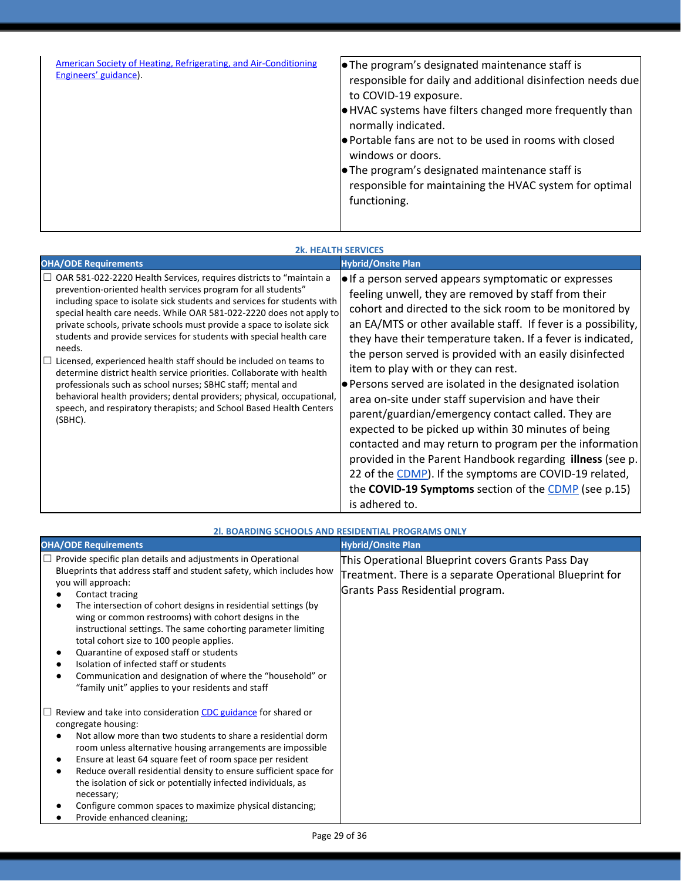| | |
|---|---|
| American Society of Heating, Refrigerating, and Air-Conditioning Engineers' guidance). | • The program's designated maintenance staff is responsible for daily and additional disinfection needs due to COVID-19 exposure.<br>• HVAC systems have filters changed more frequently than normally indicated.<br>• Portable fans are not to be used in rooms with closed windows or doors.<br>• The program's designated maintenance staff is responsible for maintaining the HVAC system for optimal functioning. |

### 2k. HEALTH SERVICES

| OHA/ODE Requirements | Hybrid/Onsite Plan |
|---|---|
| ☐ OAR 581-022-2220 Health Services, requires districts to "maintain a prevention-oriented health services program for all students" including space to isolate sick students and services for students with special health care needs. While OAR 581-022-2220 does not apply to private schools, private schools must provide a space to isolate sick students and provide services for students with special health care needs.<br>☐ Licensed, experienced health staff should be included on teams to determine district health service priorities. Collaborate with health professionals such as school nurses; SBHC staff; mental and behavioral health providers; dental providers; physical, occupational, speech, and respiratory therapists; and School Based Health Centers (SBHC). | • If a person served appears symptomatic or expresses feeling unwell, they are removed by staff from their cohort and directed to the sick room to be monitored by an EA/MTS or other available staff. If fever is a possibility, they have their temperature taken. If a fever is indicated, the person served is provided with an easily disinfected item to play with or they can rest.<br>• Persons served are isolated in the designated isolation area on-site under staff supervision and have their parent/guardian/emergency contact called. They are expected to be picked up within 30 minutes of being contacted and may return to program per the information provided in the Parent Handbook regarding **illness** (see p. 22 of the CDMP). If the symptoms are COVID-19 related, the **COVID-19 Symptoms** section of the CDMP (see p.15) is adhered to. |

### 2l. BOARDING SCHOOLS AND RESIDENTIAL PROGRAMS ONLY

| OHA/ODE Requirements | Hybrid/Onsite Plan |
|---|---|
| ☐ Provide specific plan details and adjustments in Operational Blueprints that address staff and student safety, which includes how you will approach:<br>• Contact tracing<br>• The intersection of cohort designs in residential settings (by wing or common restrooms) with cohort designs in the instructional settings. The same cohorting parameter limiting total cohort size to 100 people applies.<br>• Quarantine of exposed staff or students<br>• Isolation of infected staff or students<br>• Communication and designation of where the "household" or "family unit" applies to your residents and staff<br><br>☐ Review and take into consideration CDC guidance for shared or congregate housing:<br>• Not allow more than two students to share a residential dorm room unless alternative housing arrangements are impossible<br>• Ensure at least 64 square feet of room space per resident<br>• Reduce overall residential density to ensure sufficient space for the isolation of sick or potentially infected individuals, as necessary;<br>• Configure common spaces to maximize physical distancing;<br>• Provide enhanced cleaning; | This Operational Blueprint covers Grants Pass Day Treatment. There is a separate Operational Blueprint for Grants Pass Residential program. |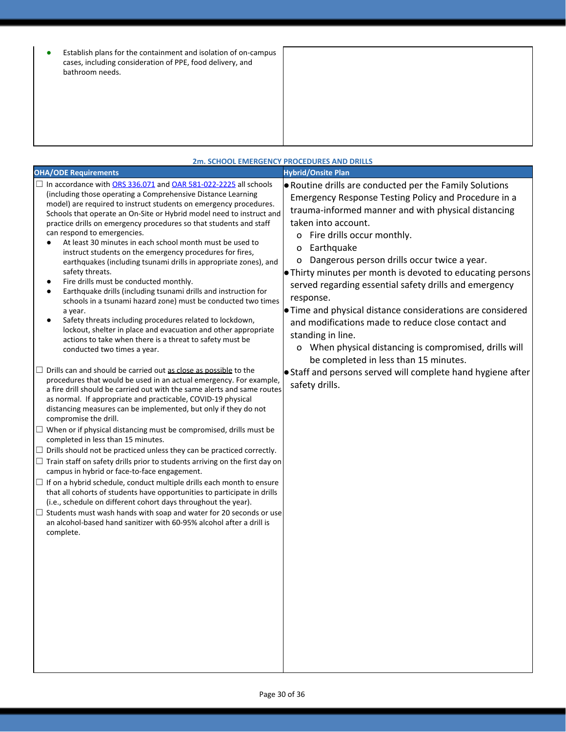| | |
|---|---|
| ● Establish plans for the containment and isolation of on-campus cases, including consideration of PPE, food delivery, and bathroom needs. | |

**2m. SCHOOL EMERGENCY PROCEDURES AND DRILLS**

| OHA/ODE Requirements | Hybrid/Onsite Plan |
|---|---|
| ☐ In accordance with ORS 336.071 and OAR 581-022-2225 all schools (including those operating a Comprehensive Distance Learning model) are required to instruct students on emergency procedures. Schools that operate an On-Site or Hybrid model need to instruct and practice drills on emergency procedures so that students and staff can respond to emergencies.<br>● At least 30 minutes in each school month must be used to instruct students on the emergency procedures for fires, earthquakes (including tsunami drills in appropriate zones), and safety threats.<br>● Fire drills must be conducted monthly.<br>● Earthquake drills (including tsunami drills and instruction for schools in a tsunami hazard zone) must be conducted two times a year.<br>● Safety threats including procedures related to lockdown, lockout, shelter in place and evacuation and other appropriate actions to take when there is a threat to safety must be conducted two times a year.<br><br>☐ Drills can and should be carried out as close as possible to the procedures that would be used in an actual emergency. For example, a fire drill should be carried out with the same alerts and same routes as normal. If appropriate and practicable, COVID-19 physical distancing measures can be implemented, but only if they do not compromise the drill.<br>☐ When or if physical distancing must be compromised, drills must be completed in less than 15 minutes.<br>☐ Drills should not be practiced unless they can be practiced correctly.<br>☐ Train staff on safety drills prior to students arriving on the first day on campus in hybrid or face-to-face engagement.<br>☐ If on a hybrid schedule, conduct multiple drills each month to ensure that all cohorts of students have opportunities to participate in drills (i.e., schedule on different cohort days throughout the year).<br>☐ Students must wash hands with soap and water for 20 seconds or use an alcohol-based hand sanitizer with 60-95% alcohol after a drill is complete. | ● Routine drills are conducted per the Family Solutions Emergency Response Testing Policy and Procedure in a trauma-informed manner and with physical distancing taken into account.<br>o Fire drills occur monthly.<br>o Earthquake<br>o Dangerous person drills occur twice a year.<br>● Thirty minutes per month is devoted to educating persons served regarding essential safety drills and emergency response.<br>● Time and physical distance considerations are considered and modifications made to reduce close contact and standing in line.<br>o When physical distancing is compromised, drills will be completed in less than 15 minutes.<br>● Staff and persons served will complete hand hygiene after safety drills. |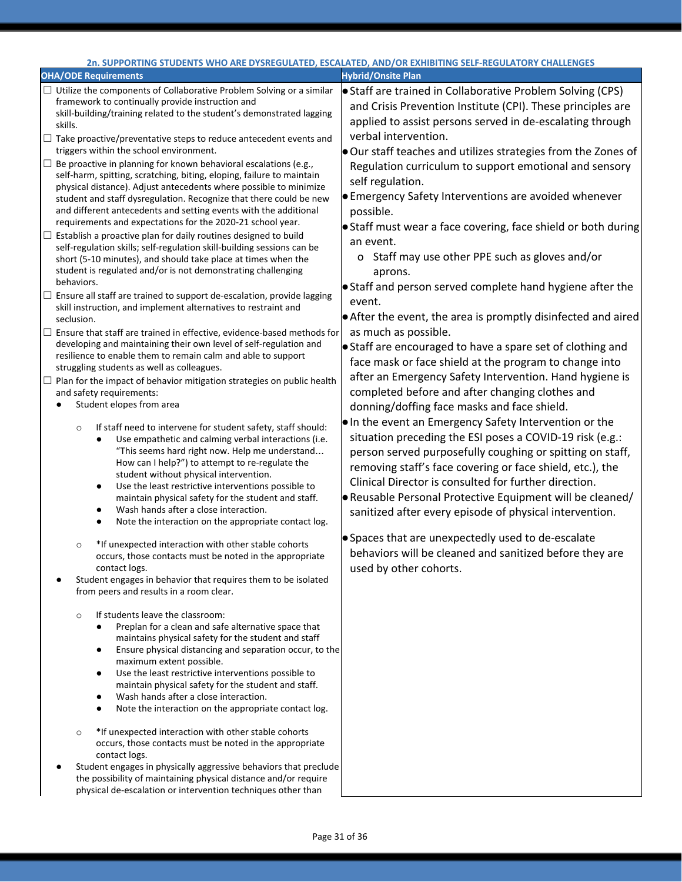### 2n. SUPPORTING STUDENTS WHO ARE DYSREGULATED, ESCALATED, AND/OR EXHIBITING SELF-REGULATORY CHALLENGES

| OHA/ODE Requirements | Hybrid/Onsite Plan |
|---|---|
| ☐ Utilize the components of Collaborative Problem Solving or a similar framework to continually provide instruction and skill-building/training related to the student's demonstrated lagging skills.<br>☐ Take proactive/preventative steps to reduce antecedent events and triggers within the school environment.<br>☐ Be proactive in planning for known behavioral escalations (e.g., self-harm, spitting, scratching, biting, eloping, failure to maintain physical distance). Adjust antecedents where possible to minimize student and staff dysregulation. Recognize that there could be new and different antecedents and setting events with the additional requirements and expectations for the 2020-21 school year.<br>☐ Establish a proactive plan for daily routines designed to build self-regulation skills; self-regulation skill-building sessions can be short (5-10 minutes), and should take place at times when the student is regulated and/or is not demonstrating challenging behaviors.<br>☐ Ensure all staff are trained to support de-escalation, provide lagging skill instruction, and implement alternatives to restraint and seclusion.<br>☐ Ensure that staff are trained in effective, evidence-based methods for developing and maintaining their own level of self-regulation and resilience to enable them to remain calm and able to support struggling students as well as colleagues.<br>☐ Plan for the impact of behavior mitigation strategies on public health and safety requirements:<br>● Student elopes from area<br>&nbsp;&nbsp;&nbsp;&nbsp;○ If staff need to intervene for student safety, staff should:<br>&nbsp;&nbsp;&nbsp;&nbsp;&nbsp;&nbsp;&nbsp;&nbsp;● Use empathetic and calming verbal interactions (i.e. "This seems hard right now. Help me understand… How can I help?") to attempt to re-regulate the student without physical intervention.<br>&nbsp;&nbsp;&nbsp;&nbsp;&nbsp;&nbsp;&nbsp;&nbsp;● Use the least restrictive interventions possible to maintain physical safety for the student and staff.<br>&nbsp;&nbsp;&nbsp;&nbsp;&nbsp;&nbsp;&nbsp;&nbsp;● Wash hands after a close interaction.<br>&nbsp;&nbsp;&nbsp;&nbsp;&nbsp;&nbsp;&nbsp;&nbsp;● Note the interaction on the appropriate contact log.<br>&nbsp;&nbsp;&nbsp;&nbsp;○ *If unexpected interaction with other stable cohorts occurs, those contacts must be noted in the appropriate contact logs.<br>● Student engages in behavior that requires them to be isolated from peers and results in a room clear.<br>&nbsp;&nbsp;&nbsp;&nbsp;○ If students leave the classroom:<br>&nbsp;&nbsp;&nbsp;&nbsp;&nbsp;&nbsp;&nbsp;&nbsp;● Preplan for a clean and safe alternative space that maintains physical safety for the student and staff<br>&nbsp;&nbsp;&nbsp;&nbsp;&nbsp;&nbsp;&nbsp;&nbsp;● Ensure physical distancing and separation occur, to the maximum extent possible.<br>&nbsp;&nbsp;&nbsp;&nbsp;&nbsp;&nbsp;&nbsp;&nbsp;● Use the least restrictive interventions possible to maintain physical safety for the student and staff.<br>&nbsp;&nbsp;&nbsp;&nbsp;&nbsp;&nbsp;&nbsp;&nbsp;● Wash hands after a close interaction.<br>&nbsp;&nbsp;&nbsp;&nbsp;&nbsp;&nbsp;&nbsp;&nbsp;● Note the interaction on the appropriate contact log.<br>&nbsp;&nbsp;&nbsp;&nbsp;○ *If unexpected interaction with other stable cohorts occurs, those contacts must be noted in the appropriate contact logs.<br>● Student engages in physically aggressive behaviors that preclude the possibility of maintaining physical distance and/or require physical de-escalation or intervention techniques other than | ● Staff are trained in Collaborative Problem Solving (CPS) and Crisis Prevention Institute (CPI). These principles are applied to assist persons served in de-escalating through verbal intervention.<br>● Our staff teaches and utilizes strategies from the Zones of Regulation curriculum to support emotional and sensory self regulation.<br>● Emergency Safety Interventions are avoided whenever possible.<br>● Staff must wear a face covering, face shield or both during an event.<br>&nbsp;&nbsp;&nbsp;&nbsp;o Staff may use other PPE such as gloves and/or aprons.<br>● Staff and person served complete hand hygiene after the event.<br>● After the event, the area is promptly disinfected and aired as much as possible.<br>● Staff are encouraged to have a spare set of clothing and face mask or face shield at the program to change into after an Emergency Safety Intervention. Hand hygiene is completed before and after changing clothes and donning/doffing face masks and face shield.<br>● In the event an Emergency Safety Intervention or the situation preceding the ESI poses a COVID-19 risk (e.g.: person served purposefully coughing or spitting on staff, removing staff's face covering or face shield, etc.), the Clinical Director is consulted for further direction.<br>● Reusable Personal Protective Equipment will be cleaned/ sanitized after every episode of physical intervention.<br>● Spaces that are unexpectedly used to de-escalate behaviors will be cleaned and sanitized before they are used by other cohorts. |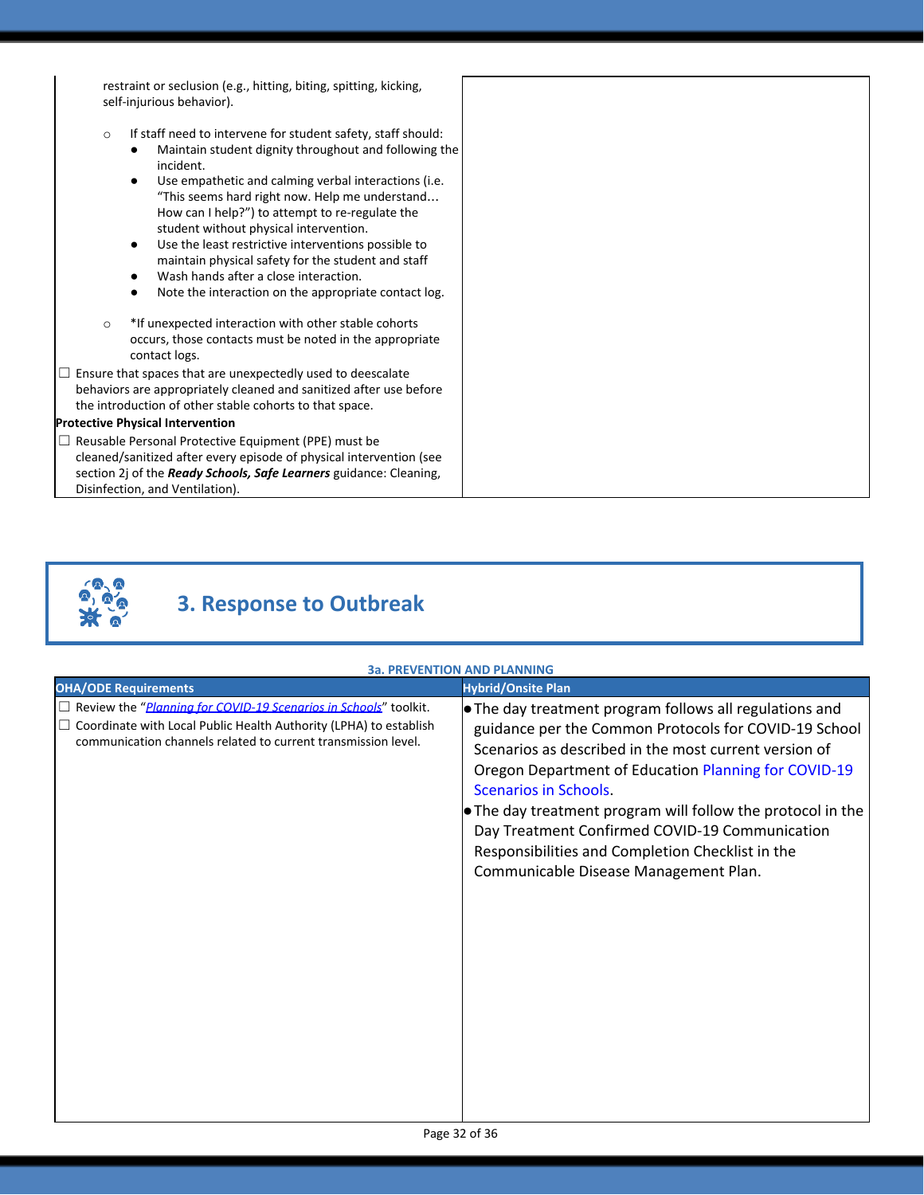| | |
|---|---|
| restraint or seclusion (e.g., hitting, biting, spitting, kicking, self-injurious behavior).<br><br>○ If staff need to intervene for student safety, staff should:<br>● Maintain student dignity throughout and following the incident.<br>● Use empathetic and calming verbal interactions (i.e. "This seems hard right now. Help me understand… How can I help?") to attempt to re-regulate the student without physical intervention.<br>● Use the least restrictive interventions possible to maintain physical safety for the student and staff<br>● Wash hands after a close interaction.<br>● Note the interaction on the appropriate contact log.<br><br>○ *If unexpected interaction with other stable cohorts occurs, those contacts must be noted in the appropriate contact logs.<br><br>☐ Ensure that spaces that are unexpectedly used to deescalate behaviors are appropriately cleaned and sanitized after use before the introduction of other stable cohorts to that space.<br>**Protective Physical Intervention**<br>☐ Reusable Personal Protective Equipment (PPE) must be cleaned/sanitized after every episode of physical intervention (see section 2j of the ***Ready Schools, Safe Learners*** guidance: Cleaning, Disinfection, and Ventilation). | |

## 3. Response to Outbreak

**3a. PREVENTION AND PLANNING**

| OHA/ODE Requirements | Hybrid/Onsite Plan |
|---|---|
| ☐ Review the "*Planning for COVID-19 Scenarios in Schools*" toolkit.<br>☐ Coordinate with Local Public Health Authority (LPHA) to establish communication channels related to current transmission level. | ● The day treatment program follows all regulations and guidance per the Common Protocols for COVID-19 School Scenarios as described in the most current version of Oregon Department of Education Planning for COVID-19 Scenarios in Schools.<br>● The day treatment program will follow the protocol in the Day Treatment Confirmed COVID-19 Communication Responsibilities and Completion Checklist in the Communicable Disease Management Plan. |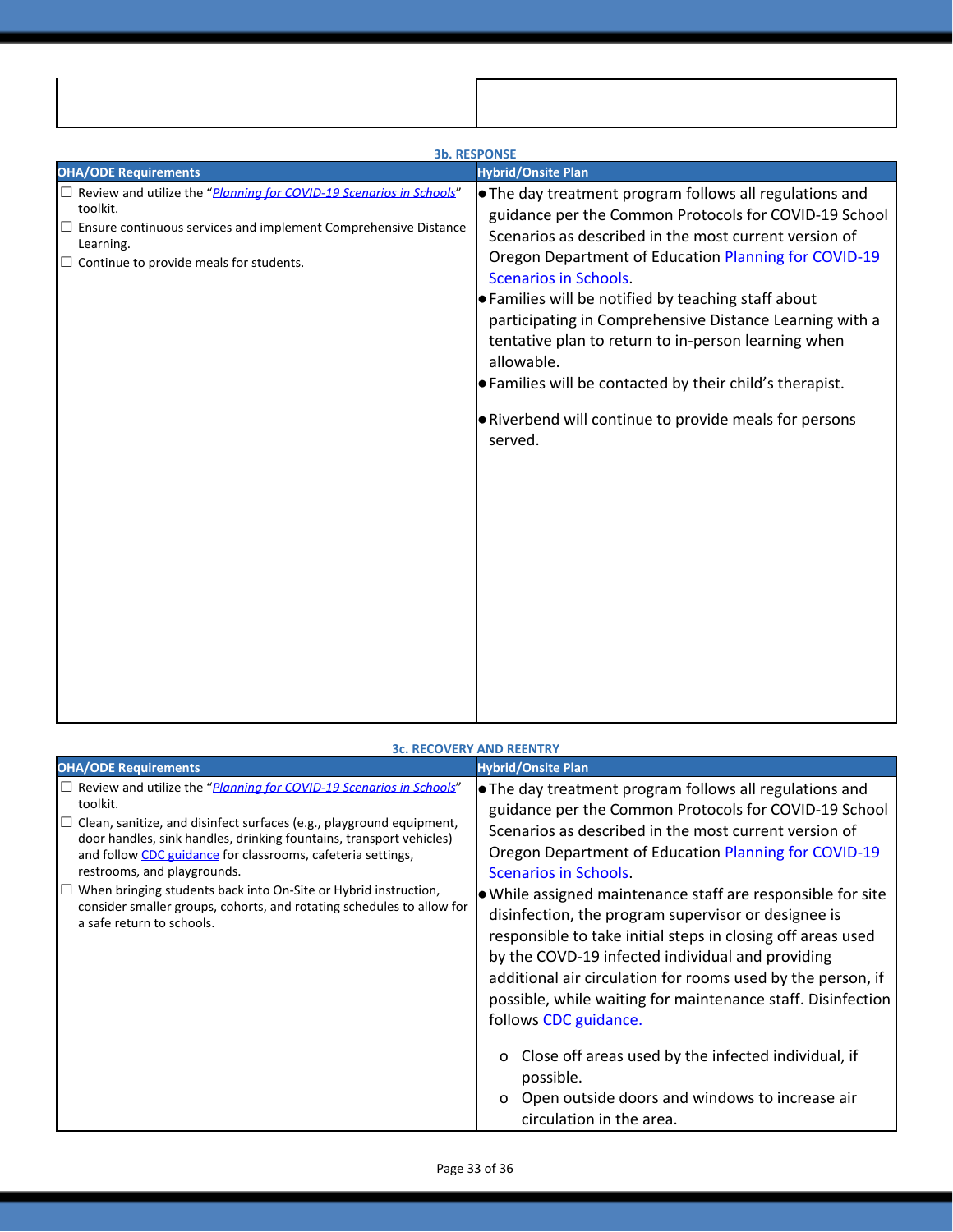| | |
|---|---|
| | |

### 3b. RESPONSE

| OHA/ODE Requirements | Hybrid/Onsite Plan |
|---|---|
| ☐ Review and utilize the "*Planning for COVID-19 Scenarios in Schools*" toolkit.<br>☐ Ensure continuous services and implement Comprehensive Distance Learning.<br>☐ Continue to provide meals for students. | • The day treatment program follows all regulations and guidance per the Common Protocols for COVID-19 School Scenarios as described in the most current version of Oregon Department of Education Planning for COVID-19 Scenarios in Schools.<br>• Families will be notified by teaching staff about participating in Comprehensive Distance Learning with a tentative plan to return to in-person learning when allowable.<br>• Families will be contacted by their child's therapist.<br>• Riverbend will continue to provide meals for persons served. |

### 3c. RECOVERY AND REENTRY

| OHA/ODE Requirements | Hybrid/Onsite Plan |
|---|---|
| ☐ Review and utilize the "*Planning for COVID-19 Scenarios in Schools*" toolkit.<br>☐ Clean, sanitize, and disinfect surfaces (e.g., playground equipment, door handles, sink handles, drinking fountains, transport vehicles) and follow CDC guidance for classrooms, cafeteria settings, restrooms, and playgrounds.<br>☐ When bringing students back into On-Site or Hybrid instruction, consider smaller groups, cohorts, and rotating schedules to allow for a safe return to schools. | • The day treatment program follows all regulations and guidance per the Common Protocols for COVID-19 School Scenarios as described in the most current version of Oregon Department of Education Planning for COVID-19 Scenarios in Schools.<br>• While assigned maintenance staff are responsible for site disinfection, the program supervisor or designee is responsible to take initial steps in closing off areas used by the COVD-19 infected individual and providing additional air circulation for rooms used by the person, if possible, while waiting for maintenance staff. Disinfection follows CDC guidance.<br>&nbsp;&nbsp;o Close off areas used by the infected individual, if possible.<br>&nbsp;&nbsp;o Open outside doors and windows to increase air circulation in the area. |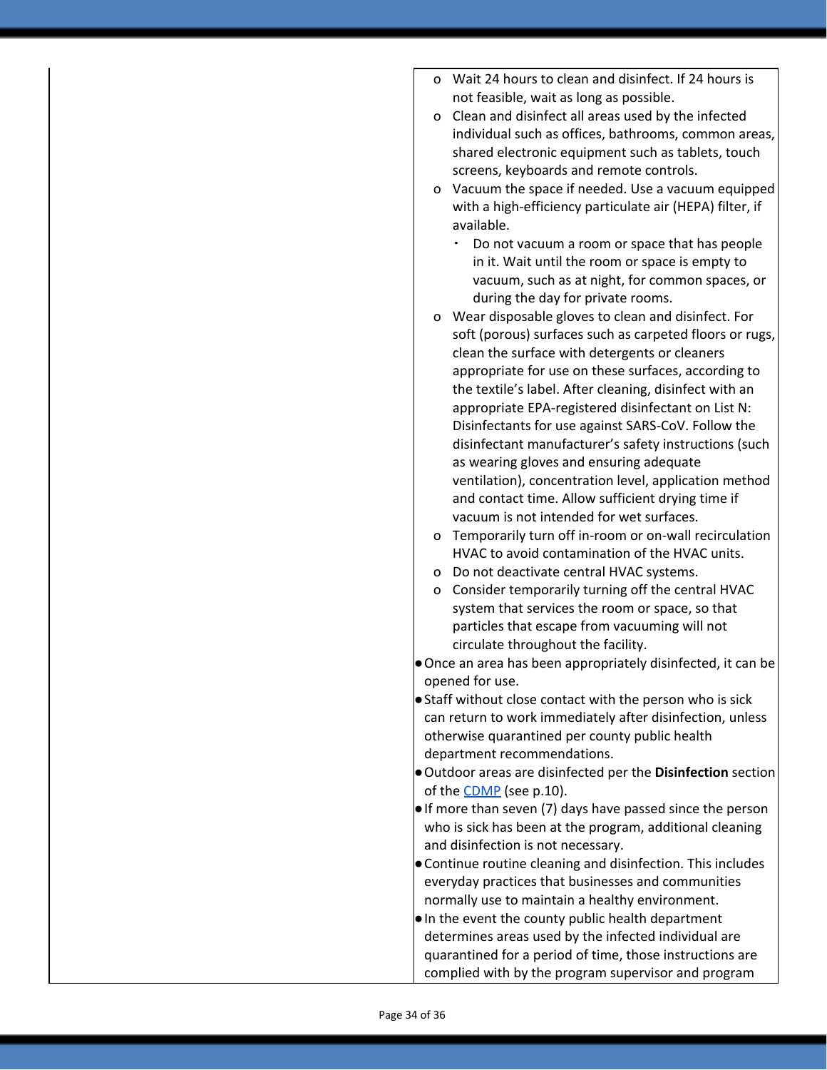| | |
|---|---|
| | - Wait 24 hours to clean and disinfect. If 24 hours is not feasible, wait as long as possible.<br>- Clean and disinfect all areas used by the infected individual such as offices, bathrooms, common areas, shared electronic equipment such as tablets, touch screens, keyboards and remote controls.<br>- Vacuum the space if needed. Use a vacuum equipped with a high-efficiency particulate air (HEPA) filter, if available.<br>  - Do not vacuum a room or space that has people in it. Wait until the room or space is empty to vacuum, such as at night, for common spaces, or during the day for private rooms.<br>- Wear disposable gloves to clean and disinfect. For soft (porous) surfaces such as carpeted floors or rugs, clean the surface with detergents or cleaners appropriate for use on these surfaces, according to the textile's label. After cleaning, disinfect with an appropriate EPA-registered disinfectant on List N: Disinfectants for use against SARS-CoV. Follow the disinfectant manufacturer's safety instructions (such as wearing gloves and ensuring adequate ventilation), concentration level, application method and contact time. Allow sufficient drying time if vacuum is not intended for wet surfaces.<br>- Temporarily turn off in-room or on-wall recirculation HVAC to avoid contamination of the HVAC units.<br>- Do not deactivate central HVAC systems.<br>- Consider temporarily turning off the central HVAC system that services the room or space, so that particles that escape from vacuuming will not circulate throughout the facility.<br><br>● Once an area has been appropriately disinfected, it can be opened for use.<br>● Staff without close contact with the person who is sick can return to work immediately after disinfection, unless otherwise quarantined per county public health department recommendations.<br>● Outdoor areas are disinfected per the **Disinfection** section of the [CDMP](CDMP) (see p.10).<br>● If more than seven (7) days have passed since the person who is sick has been at the program, additional cleaning and disinfection is not necessary.<br>● Continue routine cleaning and disinfection. This includes everyday practices that businesses and communities normally use to maintain a healthy environment.<br>● In the event the county public health department determines areas used by the infected individual are quarantined for a period of time, those instructions are complied with by the program supervisor and program |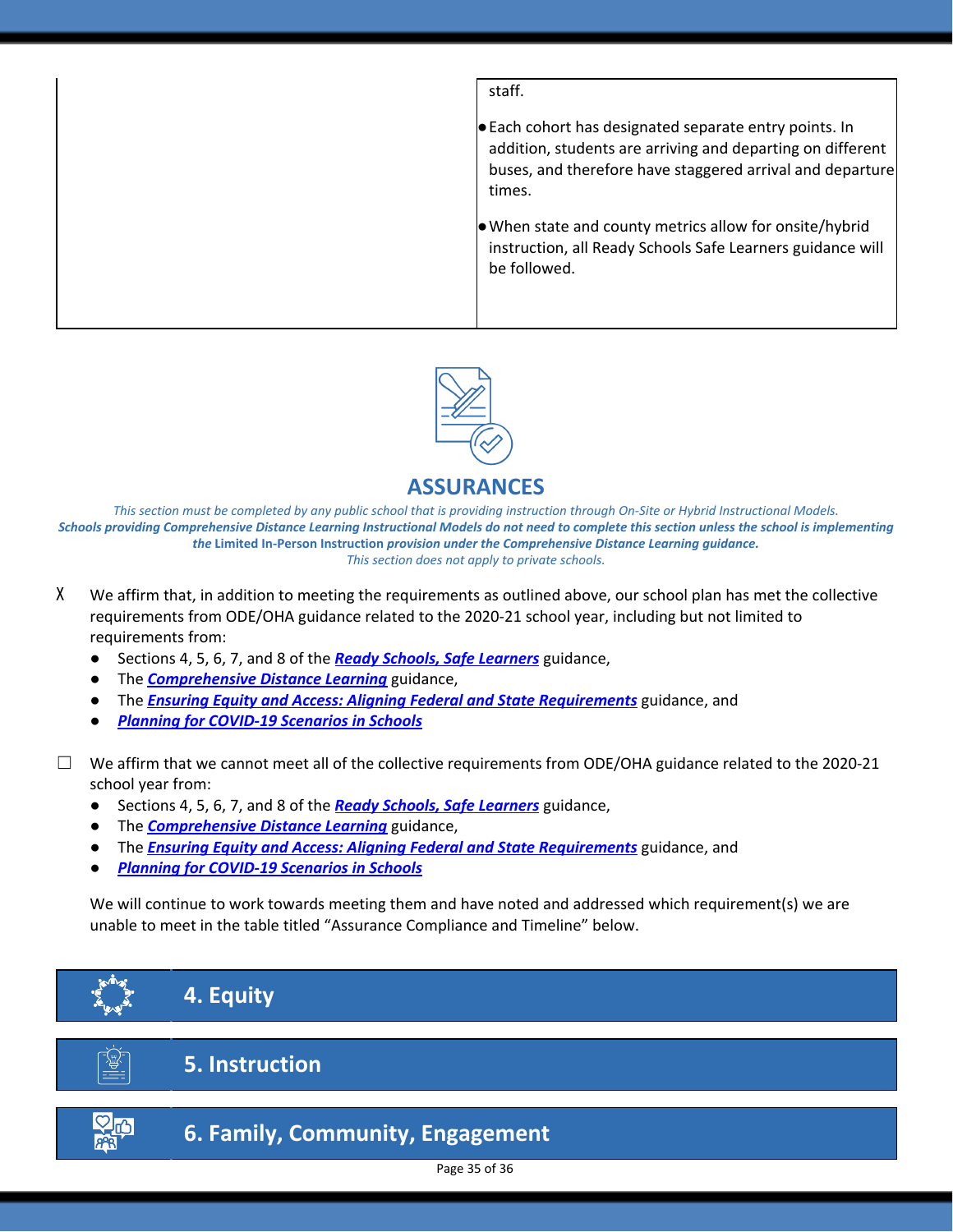| | staff.<br><br>● Each cohort has designated separate entry points. In addition, students are arriving and departing on different buses, and therefore have staggered arrival and departure times.<br><br>● When state and county metrics allow for onsite/hybrid instruction, all Ready Schools Safe Learners guidance will be followed. |
|---|---|

## ASSURANCES

*This section must be completed by any public school that is providing instruction through On-Site or Hybrid Instructional Models.*
***Schools providing Comprehensive Distance Learning Instructional Models do not need to complete this section unless the school is implementing the* Limited In-Person Instruction *provision under the Comprehensive Distance Learning guidance.***
*This section does not apply to private schools.*

X We affirm that, in addition to meeting the requirements as outlined above, our school plan has met the collective requirements from ODE/OHA guidance related to the 2020-21 school year, including but not limited to requirements from:

- Sections 4, 5, 6, 7, and 8 of the ***Ready Schools, Safe Learners*** guidance,
- The ***Comprehensive Distance Learning*** guidance,
- The ***Ensuring Equity and Access: Aligning Federal and State Requirements*** guidance, and
- ***Planning for COVID-19 Scenarios in Schools***

☐ We affirm that we cannot meet all of the collective requirements from ODE/OHA guidance related to the 2020-21 school year from:

- Sections 4, 5, 6, 7, and 8 of the ***Ready Schools, Safe Learners*** guidance,
- The ***Comprehensive Distance Learning*** guidance,
- The ***Ensuring Equity and Access: Aligning Federal and State Requirements*** guidance, and
- ***Planning for COVID-19 Scenarios in Schools***

We will continue to work towards meeting them and have noted and addressed which requirement(s) we are unable to meet in the table titled "Assurance Compliance and Timeline" below.

## 4. Equity

## 5. Instruction

## 6. Family, Community, Engagement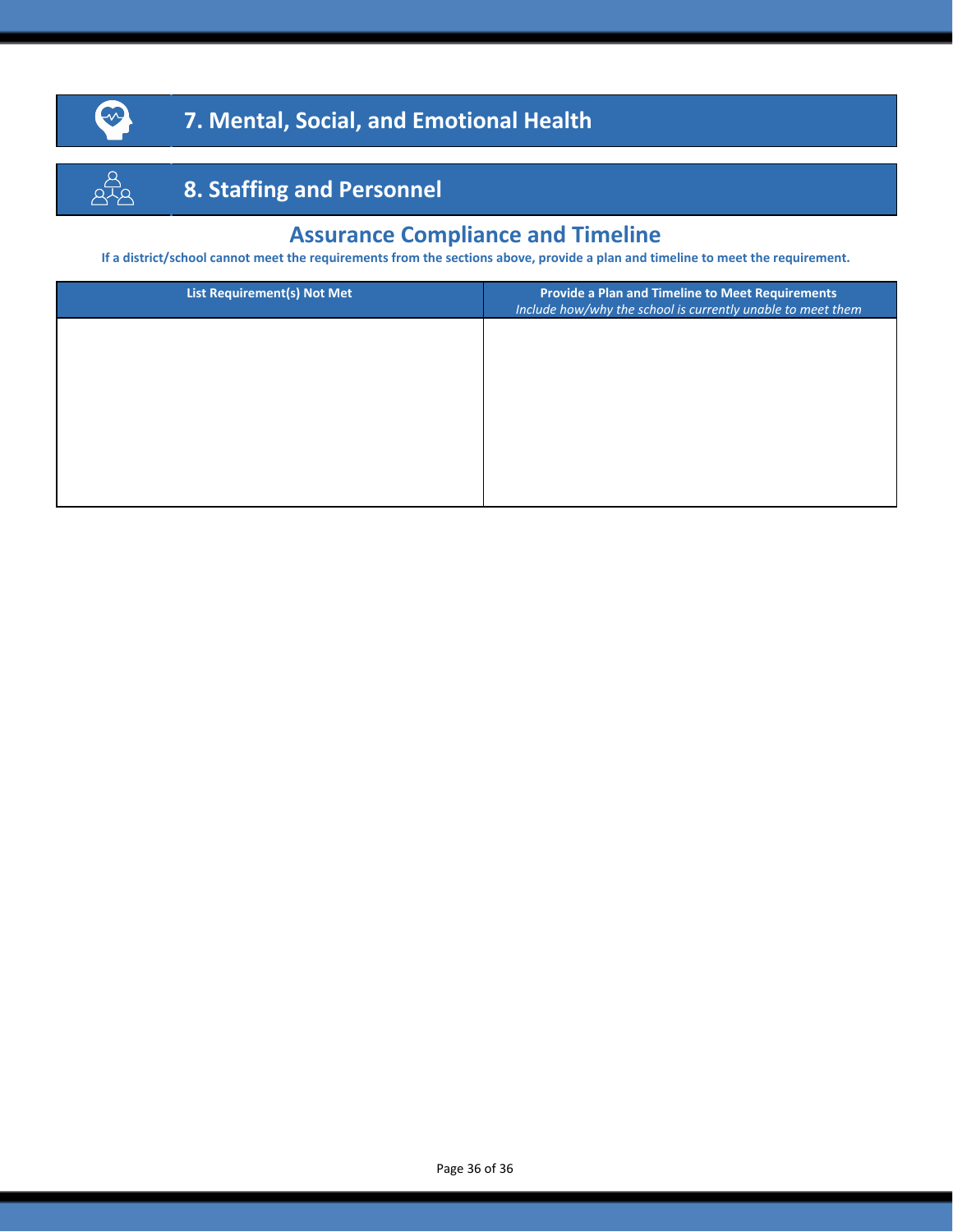## 7. Mental, Social, and Emotional Health

## 8. Staffing and Personnel

### Assurance Compliance and Timeline

**If a district/school cannot meet the requirements from the sections above, provide a plan and timeline to meet the requirement.**

| List Requirement(s) Not Met | Provide a Plan and Timeline to Meet Requirements<br>*Include how/why the school is currently unable to meet them* |
|---|---|
| | |